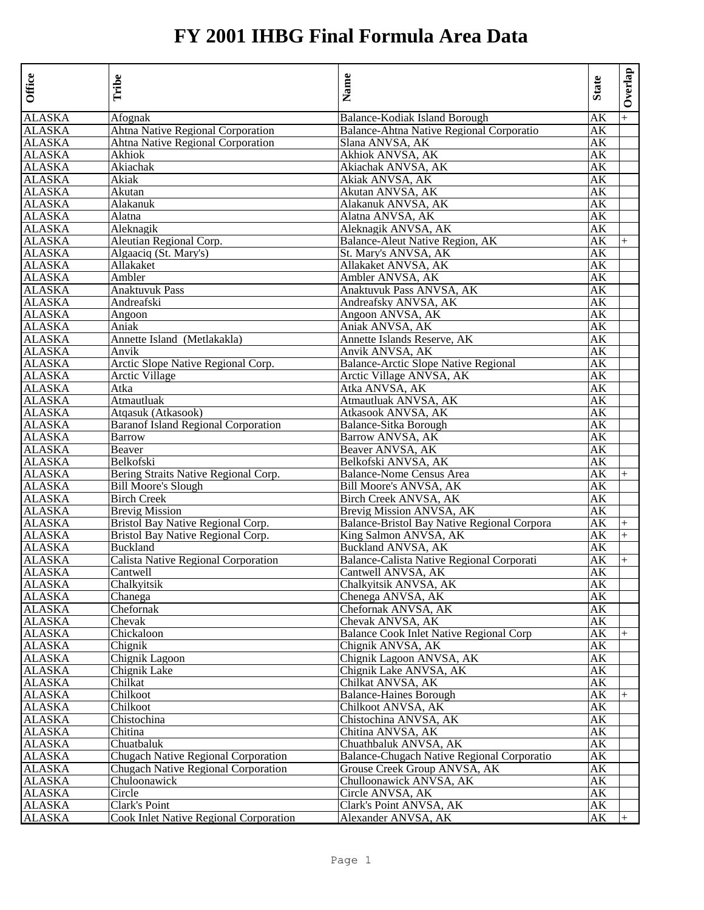# FY 2001 IHBG Final Formula Area Data

| Office | Tribe | Name | State | Overlap |
|---|---|---|---|---|
| ALASKA | Afognak | Balance-Kodiak Island Borough | AK | + |
| ALASKA | Ahtna Native Regional Corporation | Balance-Ahtna Native Regional Corporatio | AK | |
| ALASKA | Ahtna Native Regional Corporation | Slana ANVSA, AK | AK | |
| ALASKA | Akhiok | Akhiok ANVSA, AK | AK | |
| ALASKA | Akiachak | Akiachak ANVSA, AK | AK | |
| ALASKA | Akiak | Akiak ANVSA, AK | AK | |
| ALASKA | Akutan | Akutan ANVSA, AK | AK | |
| ALASKA | Alakanuk | Alakanuk ANVSA, AK | AK | |
| ALASKA | Alatna | Alatna ANVSA, AK | AK | |
| ALASKA | Aleknagik | Aleknagik ANVSA, AK | AK | |
| ALASKA | Aleutian Regional Corp. | Balance-Aleut Native Region, AK | AK | + |
| ALASKA | Algaaciq (St. Mary's) | St. Mary's ANVSA, AK | AK | |
| ALASKA | Allakaket | Allakaket ANVSA, AK | AK | |
| ALASKA | Ambler | Ambler ANVSA, AK | AK | |
| ALASKA | Anaktuvuk Pass | Anaktuvuk Pass ANVSA, AK | AK | |
| ALASKA | Andreafski | Andreafsky ANVSA, AK | AK | |
| ALASKA | Angoon | Angoon ANVSA, AK | AK | |
| ALASKA | Aniak | Aniak ANVSA, AK | AK | |
| ALASKA | Annette Island (Metlakakla) | Annette Islands Reserve, AK | AK | |
| ALASKA | Anvik | Anvik ANVSA, AK | AK | |
| ALASKA | Arctic Slope Native Regional Corp. | Balance-Arctic Slope Native Regional | AK | |
| ALASKA | Arctic Village | Arctic Village ANVSA, AK | AK | |
| ALASKA | Atka | Atka ANVSA, AK | AK | |
| ALASKA | Atmautluak | Atmautluak ANVSA, AK | AK | |
| ALASKA | Atqasuk (Atkasook) | Atkasook ANVSA, AK | AK | |
| ALASKA | Baranof Island Regional Corporation | Balance-Sitka Borough | AK | |
| ALASKA | Barrow | Barrow ANVSA, AK | AK | |
| ALASKA | Beaver | Beaver ANVSA, AK | AK | |
| ALASKA | Belkofski | Belkofski ANVSA, AK | AK | |
| ALASKA | Bering Straits Native Regional Corp. | Balance-Nome Census Area | AK | + |
| ALASKA | Bill Moore's Slough | Bill Moore's ANVSA, AK | AK | |
| ALASKA | Birch Creek | Birch Creek ANVSA, AK | AK | |
| ALASKA | Brevig Mission | Brevig Mission ANVSA, AK | AK | |
| ALASKA | Bristol Bay Native Regional Corp. | Balance-Bristol Bay Native Regional Corpora | AK | + |
| ALASKA | Bristol Bay Native Regional Corp. | King Salmon ANVSA, AK | AK | + |
| ALASKA | Buckland | Buckland ANVSA, AK | AK | |
| ALASKA | Calista Native Regional Corporation | Balance-Calista Native Regional Corporati | AK | + |
| ALASKA | Cantwell | Cantwell ANVSA, AK | AK | |
| ALASKA | Chalkyitsik | Chalkyitsik ANVSA, AK | AK | |
| ALASKA | Chanega | Chenega ANVSA, AK | AK | |
| ALASKA | Chefornak | Chefornak ANVSA, AK | AK | |
| ALASKA | Chevak | Chevak ANVSA, AK | AK | |
| ALASKA | Chickaloon | Balance Cook Inlet Native Regional Corp | AK | + |
| ALASKA | Chignik | Chignik ANVSA, AK | AK | |
| ALASKA | Chignik Lagoon | Chignik Lagoon ANVSA, AK | AK | |
| ALASKA | Chignik Lake | Chignik Lake ANVSA, AK | AK | |
| ALASKA | Chilkat | Chilkat ANVSA, AK | AK | |
| ALASKA | Chilkoot | Balance-Haines Borough | AK | + |
| ALASKA | Chilkoot | Chilkoot ANVSA, AK | AK | |
| ALASKA | Chistochina | Chistochina ANVSA, AK | AK | |
| ALASKA | Chitina | Chitina ANVSA, AK | AK | |
| ALASKA | Chuatbaluk | Chuathbaluk ANVSA, AK | AK | |
| ALASKA | Chugach Native Regional Corporation | Balance-Chugach Native Regional Corporatio | AK | |
| ALASKA | Chugach Native Regional Corporation | Grouse Creek Group ANVSA, AK | AK | |
| ALASKA | Chuloonawick | Chulloonawick ANVSA, AK | AK | |
| ALASKA | Circle | Circle ANVSA, AK | AK | |
| ALASKA | Clark's Point | Clark's Point ANVSA, AK | AK | |
| ALASKA | Cook Inlet Native Regional Corporation | Alexander ANVSA, AK | AK | + |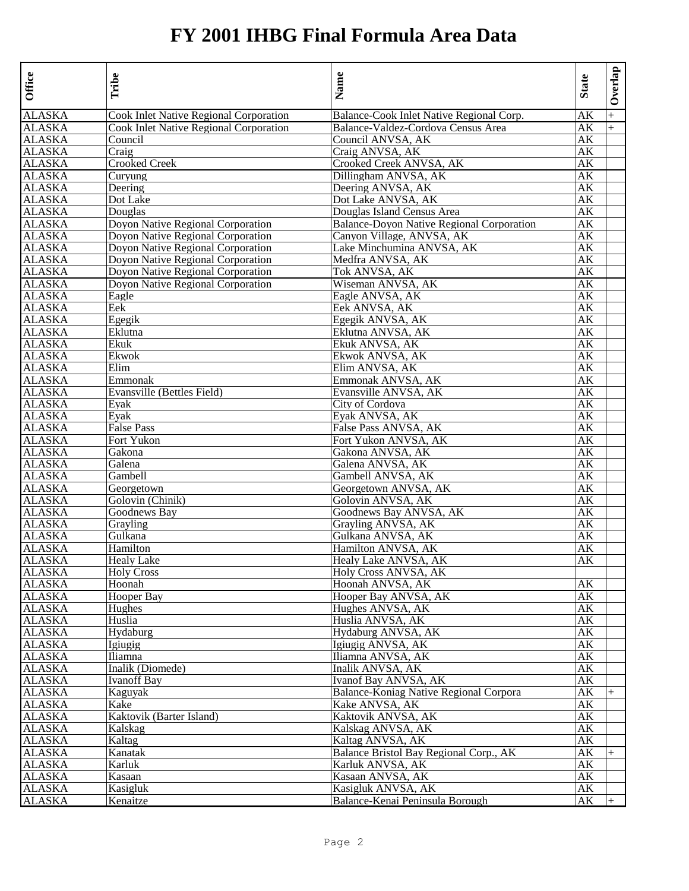# FY 2001 IHBG Final Formula Area Data

| Office | Tribe | Name | State | Overlap |
|---|---|---|---|---|
| ALASKA | Cook Inlet Native Regional Corporation | Balance-Cook Inlet Native Regional Corp. | AK | + |
| ALASKA | Cook Inlet Native Regional Corporation | Balance-Valdez-Cordova Census Area | AK | + |
| ALASKA | Council | Council ANVSA, AK | AK | |
| ALASKA | Craig | Craig ANVSA, AK | AK | |
| ALASKA | Crooked Creek | Crooked Creek ANVSA, AK | AK | |
| ALASKA | Curyung | Dillingham ANVSA, AK | AK | |
| ALASKA | Deering | Deering ANVSA, AK | AK | |
| ALASKA | Dot Lake | Dot Lake ANVSA, AK | AK | |
| ALASKA | Douglas | Douglas Island Census Area | AK | |
| ALASKA | Doyon Native Regional Corporation | Balance-Doyon Native Regional Corporation | AK | |
| ALASKA | Doyon Native Regional Corporation | Canyon Village, ANVSA, AK | AK | |
| ALASKA | Doyon Native Regional Corporation | Lake Minchumina ANVSA, AK | AK | |
| ALASKA | Doyon Native Regional Corporation | Medfra ANVSA, AK | AK | |
| ALASKA | Doyon Native Regional Corporation | Tok ANVSA, AK | AK | |
| ALASKA | Doyon Native Regional Corporation | Wiseman ANVSA, AK | AK | |
| ALASKA | Eagle | Eagle ANVSA, AK | AK | |
| ALASKA | Eek | Eek ANVSA, AK | AK | |
| ALASKA | Egegik | Egegik ANVSA, AK | AK | |
| ALASKA | Eklutna | Eklutna ANVSA, AK | AK | |
| ALASKA | Ekuk | Ekuk ANVSA, AK | AK | |
| ALASKA | Ekwok | Ekwok ANVSA, AK | AK | |
| ALASKA | Elim | Elim ANVSA, AK | AK | |
| ALASKA | Emmonak | Emmonak ANVSA, AK | AK | |
| ALASKA | Evansville (Bettles Field) | Evansville ANVSA, AK | AK | |
| ALASKA | Eyak | City of Cordova | AK | |
| ALASKA | Eyak | Eyak ANVSA, AK | AK | |
| ALASKA | False Pass | False Pass ANVSA, AK | AK | |
| ALASKA | Fort Yukon | Fort Yukon ANVSA, AK | AK | |
| ALASKA | Gakona | Gakona ANVSA, AK | AK | |
| ALASKA | Galena | Galena ANVSA, AK | AK | |
| ALASKA | Gambell | Gambell ANVSA, AK | AK | |
| ALASKA | Georgetown | Georgetown ANVSA, AK | AK | |
| ALASKA | Golovin (Chinik) | Golovin ANVSA, AK | AK | |
| ALASKA | Goodnews Bay | Goodnews Bay ANVSA, AK | AK | |
| ALASKA | Grayling | Grayling ANVSA, AK | AK | |
| ALASKA | Gulkana | Gulkana ANVSA, AK | AK | |
| ALASKA | Hamilton | Hamilton ANVSA, AK | AK | |
| ALASKA | Healy Lake | Healy Lake ANVSA, AK | AK | |
| ALASKA | Holy Cross | Holy Cross ANVSA, AK | | |
| ALASKA | Hoonah | Hoonah ANVSA, AK | AK | |
| ALASKA | Hooper Bay | Hooper Bay ANVSA, AK | AK | |
| ALASKA | Hughes | Hughes ANVSA, AK | AK | |
| ALASKA | Huslia | Huslia ANVSA, AK | AK | |
| ALASKA | Hydaburg | Hydaburg ANVSA, AK | AK | |
| ALASKA | Igiugig | Igiugig ANVSA, AK | AK | |
| ALASKA | Iliamna | Iliamna ANVSA, AK | AK | |
| ALASKA | Inalik (Diomede) | Inalik ANVSA, AK | AK | |
| ALASKA | Ivanoff Bay | Ivanof Bay ANVSA, AK | AK | |
| ALASKA | Kaguyak | Balance-Koniag Native Regional Corpora | AK | + |
| ALASKA | Kake | Kake ANVSA, AK | AK | |
| ALASKA | Kaktovik (Barter Island) | Kaktovik ANVSA, AK | AK | |
| ALASKA | Kalskag | Kalskag ANVSA, AK | AK | |
| ALASKA | Kaltag | Kaltag ANVSA, AK | AK | |
| ALASKA | Kanatak | Balance Bristol Bay Regional Corp., AK | AK | + |
| ALASKA | Karluk | Karluk ANVSA, AK | AK | |
| ALASKA | Kasaan | Kasaan ANVSA, AK | AK | |
| ALASKA | Kasigluk | Kasigluk ANVSA, AK | AK | |
| ALASKA | Kenaitze | Balance-Kenai Peninsula Borough | AK | + |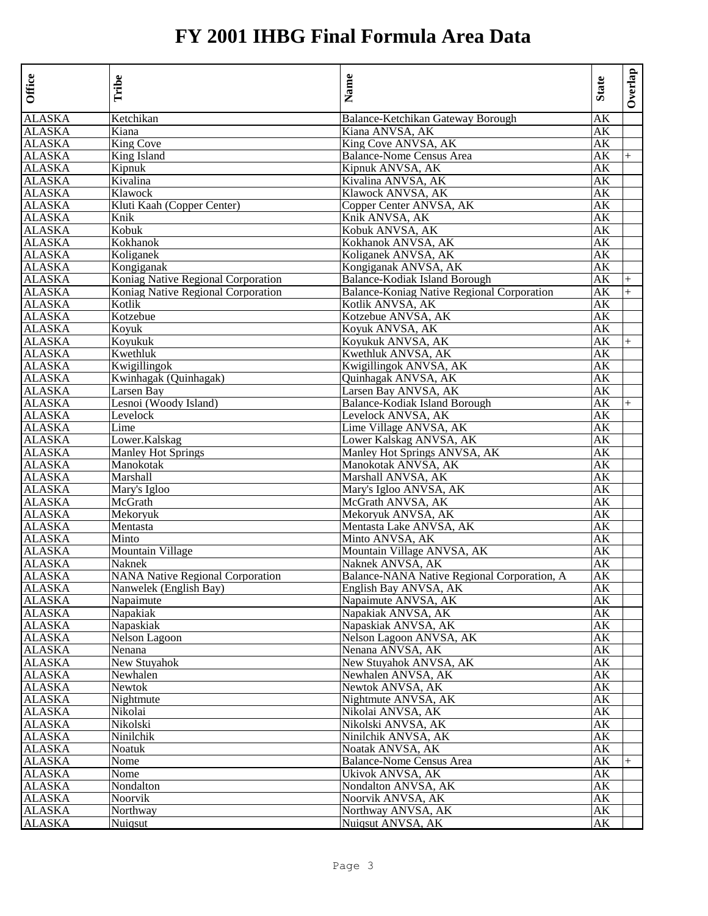# FY 2001 IHBG Final Formula Area Data

| Office | Tribe | Name | State | Overlap |
|---|---|---|---|---|
| ALASKA | Ketchikan | Balance-Ketchikan Gateway Borough | AK | |
| ALASKA | Kiana | Kiana ANVSA, AK | AK | |
| ALASKA | King Cove | King Cove ANVSA, AK | AK | |
| ALASKA | King Island | Balance-Nome Census Area | AK | + |
| ALASKA | Kipnuk | Kipnuk ANVSA, AK | AK | |
| ALASKA | Kivalina | Kivalina ANVSA, AK | AK | |
| ALASKA | Klawock | Klawock ANVSA, AK | AK | |
| ALASKA | Kluti Kaah (Copper Center) | Copper Center ANVSA, AK | AK | |
| ALASKA | Knik | Knik ANVSA, AK | AK | |
| ALASKA | Kobuk | Kobuk ANVSA, AK | AK | |
| ALASKA | Kokhanok | Kokhanok ANVSA, AK | AK | |
| ALASKA | Koliganek | Koliganek ANVSA, AK | AK | |
| ALASKA | Kongiganak | Kongiganak ANVSA, AK | AK | |
| ALASKA | Koniag Native Regional Corporation | Balance-Kodiak Island Borough | AK | + |
| ALASKA | Koniag Native Regional Corporation | Balance-Koniag Native Regional Corporation | AK | + |
| ALASKA | Kotlik | Kotlik ANVSA, AK | AK | |
| ALASKA | Kotzebue | Kotzebue ANVSA, AK | AK | |
| ALASKA | Koyuk | Koyuk ANVSA, AK | AK | |
| ALASKA | Koyukuk | Koyukuk ANVSA, AK | AK | + |
| ALASKA | Kwethluk | Kwethluk ANVSA, AK | AK | |
| ALASKA | Kwigillingok | Kwigillingok ANVSA, AK | AK | |
| ALASKA | Kwinhagak (Quinhagak) | Quinhagak ANVSA, AK | AK | |
| ALASKA | Larsen Bay | Larsen Bay ANVSA, AK | AK | |
| ALASKA | Lesnoi (Woody Island) | Balance-Kodiak Island Borough | AK | + |
| ALASKA | Levelock | Levelock ANVSA, AK | AK | |
| ALASKA | Lime | Lime Village ANVSA, AK | AK | |
| ALASKA | Lower.Kalskag | Lower Kalskag ANVSA, AK | AK | |
| ALASKA | Manley Hot Springs | Manley Hot Springs ANVSA, AK | AK | |
| ALASKA | Manokotak | Manokotak ANVSA, AK | AK | |
| ALASKA | Marshall | Marshall ANVSA, AK | AK | |
| ALASKA | Mary's Igloo | Mary's Igloo ANVSA, AK | AK | |
| ALASKA | McGrath | McGrath ANVSA, AK | AK | |
| ALASKA | Mekoryuk | Mekoryuk ANVSA, AK | AK | |
| ALASKA | Mentasta | Mentasta Lake ANVSA, AK | AK | |
| ALASKA | Minto | Minto ANVSA, AK | AK | |
| ALASKA | Mountain Village | Mountain Village ANVSA, AK | AK | |
| ALASKA | Naknek | Naknek ANVSA, AK | AK | |
| ALASKA | NANA Native Regional Corporation | Balance-NANA Native Regional Corporation, A | AK | |
| ALASKA | Nanwelek (English Bay) | English Bay ANVSA, AK | AK | |
| ALASKA | Napaimute | Napaimute ANVSA, AK | AK | |
| ALASKA | Napakiak | Napakiak ANVSA, AK | AK | |
| ALASKA | Napaskiak | Napaskiak ANVSA, AK | AK | |
| ALASKA | Nelson Lagoon | Nelson Lagoon ANVSA, AK | AK | |
| ALASKA | Nenana | Nenana ANVSA, AK | AK | |
| ALASKA | New Stuyahok | New Stuyahok ANVSA, AK | AK | |
| ALASKA | Newhalen | Newhalen ANVSA, AK | AK | |
| ALASKA | Newtok | Newtok ANVSA, AK | AK | |
| ALASKA | Nightmute | Nightmute ANVSA, AK | AK | |
| ALASKA | Nikolai | Nikolai ANVSA, AK | AK | |
| ALASKA | Nikolski | Nikolski ANVSA, AK | AK | |
| ALASKA | Ninilchik | Ninilchik ANVSA, AK | AK | |
| ALASKA | Noatuk | Noatak ANVSA, AK | AK | |
| ALASKA | Nome | Balance-Nome Census Area | AK | + |
| ALASKA | Nome | Ukivok ANVSA, AK | AK | |
| ALASKA | Nondalton | Nondalton ANVSA, AK | AK | |
| ALASKA | Noorvik | Noorvik ANVSA, AK | AK | |
| ALASKA | Northway | Northway ANVSA, AK | AK | |
| ALASKA | Nuiqsut | Nuiqsut ANVSA, AK | AK | |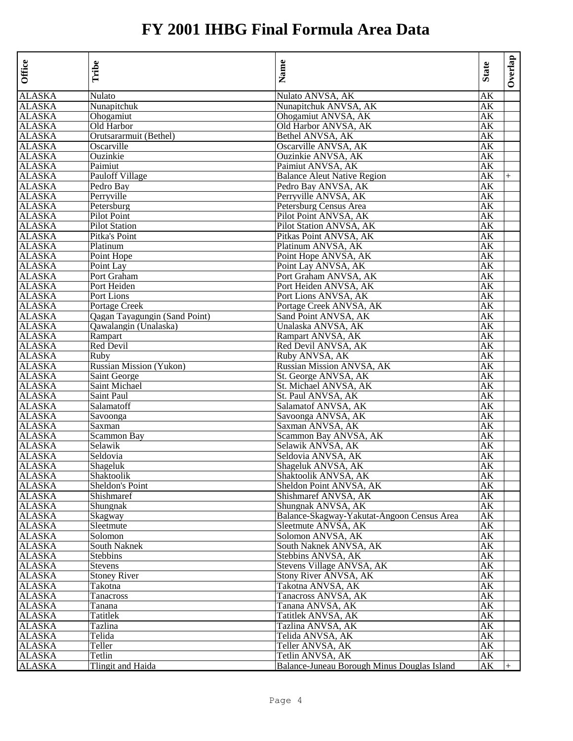# FY 2001 IHBG Final Formula Area Data

| Office | Tribe | Name | State | Overlap |
|---|---|---|---|---|
| ALASKA | Nulato | Nulato ANVSA, AK | AK | |
| ALASKA | Nunapitchuk | Nunapitchuk ANVSA, AK | AK | |
| ALASKA | Ohogamiut | Ohogamiut ANVSA, AK | AK | |
| ALASKA | Old Harbor | Old Harbor ANVSA, AK | AK | |
| ALASKA | Orutsararmuit (Bethel) | Bethel ANVSA, AK | AK | |
| ALASKA | Oscarville | Oscarville ANVSA, AK | AK | |
| ALASKA | Ouzinkie | Ouzinkie ANVSA, AK | AK | |
| ALASKA | Paimiut | Paimiut ANVSA, AK | AK | |
| ALASKA | Pauloff Village | Balance Aleut Native Region | AK | + |
| ALASKA | Pedro Bay | Pedro Bay ANVSA, AK | AK | |
| ALASKA | Perryville | Perryville ANVSA, AK | AK | |
| ALASKA | Petersburg | Petersburg Census Area | AK | |
| ALASKA | Pilot Point | Pilot Point ANVSA, AK | AK | |
| ALASKA | Pilot Station | Pilot Station ANVSA, AK | AK | |
| ALASKA | Pitka's Point | Pitkas Point ANVSA, AK | AK | |
| ALASKA | Platinum | Platinum ANVSA, AK | AK | |
| ALASKA | Point Hope | Point Hope ANVSA, AK | AK | |
| ALASKA | Point Lay | Point Lay ANVSA, AK | AK | |
| ALASKA | Port Graham | Port Graham ANVSA, AK | AK | |
| ALASKA | Port Heiden | Port Heiden ANVSA, AK | AK | |
| ALASKA | Port Lions | Port Lions ANVSA, AK | AK | |
| ALASKA | Portage Creek | Portage Creek ANVSA, AK | AK | |
| ALASKA | Qagan Tayagungin (Sand Point) | Sand Point ANVSA, AK | AK | |
| ALASKA | Qawalangin (Unalaska) | Unalaska ANVSA, AK | AK | |
| ALASKA | Rampart | Rampart ANVSA, AK | AK | |
| ALASKA | Red Devil | Red Devil ANVSA, AK | AK | |
| ALASKA | Ruby | Ruby ANVSA, AK | AK | |
| ALASKA | Russian Mission (Yukon) | Russian Mission ANVSA, AK | AK | |
| ALASKA | Saint George | St. George ANVSA, AK | AK | |
| ALASKA | Saint Michael | St. Michael ANVSA, AK | AK | |
| ALASKA | Saint Paul | St. Paul ANVSA, AK | AK | |
| ALASKA | Salamatoff | Salamatof ANVSA, AK | AK | |
| ALASKA | Savoonga | Savoonga ANVSA, AK | AK | |
| ALASKA | Saxman | Saxman ANVSA, AK | AK | |
| ALASKA | Scammon Bay | Scammon Bay ANVSA, AK | AK | |
| ALASKA | Selawik | Selawik ANVSA, AK | AK | |
| ALASKA | Seldovia | Seldovia ANVSA, AK | AK | |
| ALASKA | Shageluk | Shageluk ANVSA, AK | AK | |
| ALASKA | Shaktoolik | Shaktoolik ANVSA, AK | AK | |
| ALASKA | Sheldon's Point | Sheldon Point ANVSA, AK | AK | |
| ALASKA | Shishmaref | Shishmaref ANVSA, AK | AK | |
| ALASKA | Shungnak | Shungnak ANVSA, AK | AK | |
| ALASKA | Skagway | Balance-Skagway-Yakutat-Angoon Census Area | AK | |
| ALASKA | Sleetmute | Sleetmute ANVSA, AK | AK | |
| ALASKA | Solomon | Solomon ANVSA, AK | AK | |
| ALASKA | South Naknek | South Naknek ANVSA, AK | AK | |
| ALASKA | Stebbins | Stebbins ANVSA, AK | AK | |
| ALASKA | Stevens | Stevens Village ANVSA, AK | AK | |
| ALASKA | Stoney River | Stony River ANVSA, AK | AK | |
| ALASKA | Takotna | Takotna ANVSA, AK | AK | |
| ALASKA | Tanacross | Tanacross ANVSA, AK | AK | |
| ALASKA | Tanana | Tanana ANVSA, AK | AK | |
| ALASKA | Tatitlek | Tatitlek ANVSA, AK | AK | |
| ALASKA | Tazlina | Tazlina ANVSA, AK | AK | |
| ALASKA | Telida | Telida ANVSA, AK | AK | |
| ALASKA | Teller | Teller ANVSA, AK | AK | |
| ALASKA | Tetlin | Tetlin ANVSA, AK | AK | |
| ALASKA | Tlingit and Haida | Balance-Juneau Borough Minus Douglas Island | AK | + |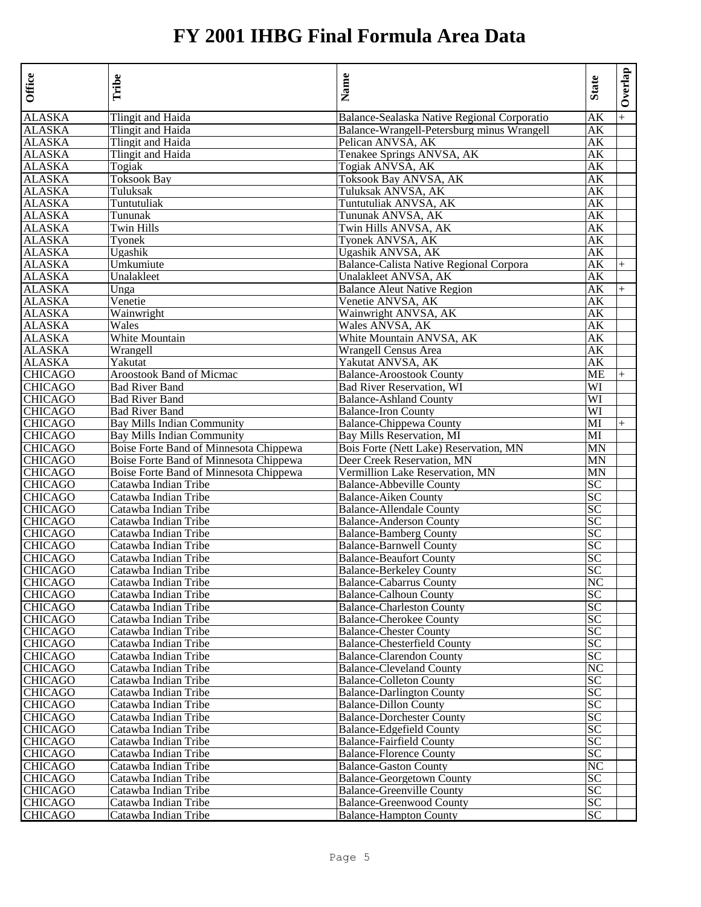# FY 2001 IHBG Final Formula Area Data

| Office | Tribe | Name | State | Overlap |
|---|---|---|---|---|
| ALASKA | Tlingit and Haida | Balance-Sealaska Native Regional Corporatio | AK | + |
| ALASKA | Tlingit and Haida | Balance-Wrangell-Petersburg minus Wrangell | AK | |
| ALASKA | Tlingit and Haida | Pelican ANVSA, AK | AK | |
| ALASKA | Tlingit and Haida | Tenakee Springs ANVSA, AK | AK | |
| ALASKA | Togiak | Togiak ANVSA, AK | AK | |
| ALASKA | Toksook Bay | Toksook Bay ANVSA, AK | AK | |
| ALASKA | Tuluksak | Tuluksak ANVSA, AK | AK | |
| ALASKA | Tuntutuliak | Tuntutuliak ANVSA, AK | AK | |
| ALASKA | Tununak | Tununak ANVSA, AK | AK | |
| ALASKA | Twin Hills | Twin Hills ANVSA, AK | AK | |
| ALASKA | Tyonek | Tyonek ANVSA, AK | AK | |
| ALASKA | Ugashik | Ugashik ANVSA, AK | AK | |
| ALASKA | Umkumiute | Balance-Calista Native Regional Corpora | AK | + |
| ALASKA | Unalakleet | Unalakleet ANVSA, AK | AK | |
| ALASKA | Unga | Balance Aleut Native Region | AK | + |
| ALASKA | Venetie | Venetie ANVSA, AK | AK | |
| ALASKA | Wainwright | Wainwright ANVSA, AK | AK | |
| ALASKA | Wales | Wales ANVSA, AK | AK | |
| ALASKA | White Mountain | White Mountain ANVSA, AK | AK | |
| ALASKA | Wrangell | Wrangell Census Area | AK | |
| ALASKA | Yakutat | Yakutat ANVSA, AK | AK | |
| CHICAGO | Aroostook Band of Micmac | Balance-Aroostook County | ME | + |
| CHICAGO | Bad River Band | Bad River Reservation, WI | WI | |
| CHICAGO | Bad River Band | Balance-Ashland County | WI | |
| CHICAGO | Bad River Band | Balance-Iron County | WI | |
| CHICAGO | Bay Mills Indian Community | Balance-Chippewa County | MI | + |
| CHICAGO | Bay Mills Indian Community | Bay Mills Reservation, MI | MI | |
| CHICAGO | Boise Forte Band of Minnesota Chippewa | Bois Forte (Nett Lake) Reservation, MN | MN | |
| CHICAGO | Boise Forte Band of Minnesota Chippewa | Deer Creek Reservation, MN | MN | |
| CHICAGO | Boise Forte Band of Minnesota Chippewa | Vermillion Lake Reservation, MN | MN | |
| CHICAGO | Catawba Indian Tribe | Balance-Abbeville County | SC | |
| CHICAGO | Catawba Indian Tribe | Balance-Aiken County | SC | |
| CHICAGO | Catawba Indian Tribe | Balance-Allendale County | SC | |
| CHICAGO | Catawba Indian Tribe | Balance-Anderson County | SC | |
| CHICAGO | Catawba Indian Tribe | Balance-Bamberg County | SC | |
| CHICAGO | Catawba Indian Tribe | Balance-Barnwell County | SC | |
| CHICAGO | Catawba Indian Tribe | Balance-Beaufort County | SC | |
| CHICAGO | Catawba Indian Tribe | Balance-Berkeley County | SC | |
| CHICAGO | Catawba Indian Tribe | Balance-Cabarrus County | NC | |
| CHICAGO | Catawba Indian Tribe | Balance-Calhoun County | SC | |
| CHICAGO | Catawba Indian Tribe | Balance-Charleston County | SC | |
| CHICAGO | Catawba Indian Tribe | Balance-Cherokee County | SC | |
| CHICAGO | Catawba Indian Tribe | Balance-Chester County | SC | |
| CHICAGO | Catawba Indian Tribe | Balance-Chesterfield County | SC | |
| CHICAGO | Catawba Indian Tribe | Balance-Clarendon County | SC | |
| CHICAGO | Catawba Indian Tribe | Balance-Cleveland County | NC | |
| CHICAGO | Catawba Indian Tribe | Balance-Colleton County | SC | |
| CHICAGO | Catawba Indian Tribe | Balance-Darlington County | SC | |
| CHICAGO | Catawba Indian Tribe | Balance-Dillon County | SC | |
| CHICAGO | Catawba Indian Tribe | Balance-Dorchester County | SC | |
| CHICAGO | Catawba Indian Tribe | Balance-Edgefield County | SC | |
| CHICAGO | Catawba Indian Tribe | Balance-Fairfield County | SC | |
| CHICAGO | Catawba Indian Tribe | Balance-Florence County | SC | |
| CHICAGO | Catawba Indian Tribe | Balance-Gaston County | NC | |
| CHICAGO | Catawba Indian Tribe | Balance-Georgetown County | SC | |
| CHICAGO | Catawba Indian Tribe | Balance-Greenville County | SC | |
| CHICAGO | Catawba Indian Tribe | Balance-Greenwood County | SC | |
| CHICAGO | Catawba Indian Tribe | Balance-Hampton County | SC | |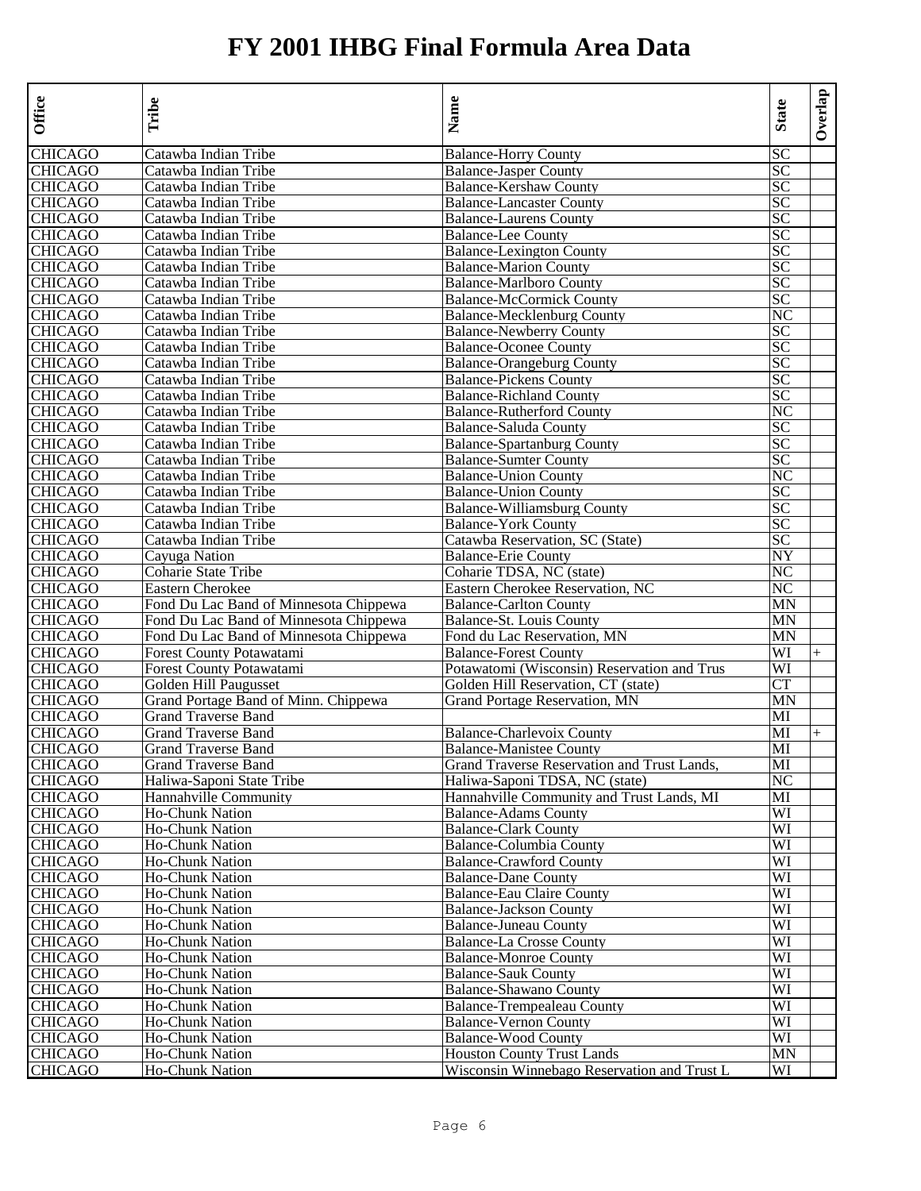# FY 2001 IHBG Final Formula Area Data

| Office | Tribe | Name | State | Overlap |
|---|---|---|---|---|
| CHICAGO | Catawba Indian Tribe | Balance-Horry County | SC | |
| CHICAGO | Catawba Indian Tribe | Balance-Jasper County | SC | |
| CHICAGO | Catawba Indian Tribe | Balance-Kershaw County | SC | |
| CHICAGO | Catawba Indian Tribe | Balance-Lancaster County | SC | |
| CHICAGO | Catawba Indian Tribe | Balance-Laurens County | SC | |
| CHICAGO | Catawba Indian Tribe | Balance-Lee County | SC | |
| CHICAGO | Catawba Indian Tribe | Balance-Lexington County | SC | |
| CHICAGO | Catawba Indian Tribe | Balance-Marion County | SC | |
| CHICAGO | Catawba Indian Tribe | Balance-Marlboro County | SC | |
| CHICAGO | Catawba Indian Tribe | Balance-McCormick County | SC | |
| CHICAGO | Catawba Indian Tribe | Balance-Mecklenburg County | NC | |
| CHICAGO | Catawba Indian Tribe | Balance-Newberry County | SC | |
| CHICAGO | Catawba Indian Tribe | Balance-Oconee County | SC | |
| CHICAGO | Catawba Indian Tribe | Balance-Orangeburg County | SC | |
| CHICAGO | Catawba Indian Tribe | Balance-Pickens County | SC | |
| CHICAGO | Catawba Indian Tribe | Balance-Richland County | SC | |
| CHICAGO | Catawba Indian Tribe | Balance-Rutherford County | NC | |
| CHICAGO | Catawba Indian Tribe | Balance-Saluda County | SC | |
| CHICAGO | Catawba Indian Tribe | Balance-Spartanburg County | SC | |
| CHICAGO | Catawba Indian Tribe | Balance-Sumter County | SC | |
| CHICAGO | Catawba Indian Tribe | Balance-Union County | NC | |
| CHICAGO | Catawba Indian Tribe | Balance-Union County | SC | |
| CHICAGO | Catawba Indian Tribe | Balance-Williamsburg County | SC | |
| CHICAGO | Catawba Indian Tribe | Balance-York County | SC | |
| CHICAGO | Catawba Indian Tribe | Catawba Reservation, SC (State) | SC | |
| CHICAGO | Cayuga Nation | Balance-Erie County | NY | |
| CHICAGO | Coharie State Tribe | Coharie TDSA, NC (state) | NC | |
| CHICAGO | Eastern Cherokee | Eastern Cherokee Reservation, NC | NC | |
| CHICAGO | Fond Du Lac Band of Minnesota Chippewa | Balance-Carlton County | MN | |
| CHICAGO | Fond Du Lac Band of Minnesota Chippewa | Balance-St. Louis County | MN | |
| CHICAGO | Fond Du Lac Band of Minnesota Chippewa | Fond du Lac Reservation, MN | MN | |
| CHICAGO | Forest County Potawatami | Balance-Forest County | WI | + |
| CHICAGO | Forest County Potawatami | Potawatomi (Wisconsin) Reservation and Trus | WI | |
| CHICAGO | Golden Hill Paugusset | Golden Hill Reservation, CT (state) | CT | |
| CHICAGO | Grand Portage Band of Minn. Chippewa | Grand Portage Reservation, MN | MN | |
| CHICAGO | Grand Traverse Band | | MI | |
| CHICAGO | Grand Traverse Band | Balance-Charlevoix County | MI | + |
| CHICAGO | Grand Traverse Band | Balance-Manistee County | MI | |
| CHICAGO | Grand Traverse Band | Grand Traverse Reservation and Trust Lands, | MI | |
| CHICAGO | Haliwa-Saponi State Tribe | Haliwa-Saponi TDSA, NC (state) | NC | |
| CHICAGO | Hannahville Community | Hannahville Community and Trust Lands, MI | MI | |
| CHICAGO | Ho-Chunk Nation | Balance-Adams County | WI | |
| CHICAGO | Ho-Chunk Nation | Balance-Clark County | WI | |
| CHICAGO | Ho-Chunk Nation | Balance-Columbia County | WI | |
| CHICAGO | Ho-Chunk Nation | Balance-Crawford County | WI | |
| CHICAGO | Ho-Chunk Nation | Balance-Dane County | WI | |
| CHICAGO | Ho-Chunk Nation | Balance-Eau Claire County | WI | |
| CHICAGO | Ho-Chunk Nation | Balance-Jackson County | WI | |
| CHICAGO | Ho-Chunk Nation | Balance-Juneau County | WI | |
| CHICAGO | Ho-Chunk Nation | Balance-La Crosse County | WI | |
| CHICAGO | Ho-Chunk Nation | Balance-Monroe County | WI | |
| CHICAGO | Ho-Chunk Nation | Balance-Sauk County | WI | |
| CHICAGO | Ho-Chunk Nation | Balance-Shawano County | WI | |
| CHICAGO | Ho-Chunk Nation | Balance-Trempealeau County | WI | |
| CHICAGO | Ho-Chunk Nation | Balance-Vernon County | WI | |
| CHICAGO | Ho-Chunk Nation | Balance-Wood County | WI | |
| CHICAGO | Ho-Chunk Nation | Houston County Trust Lands | MN | |
| CHICAGO | Ho-Chunk Nation | Wisconsin Winnebago Reservation and Trust L | WI | |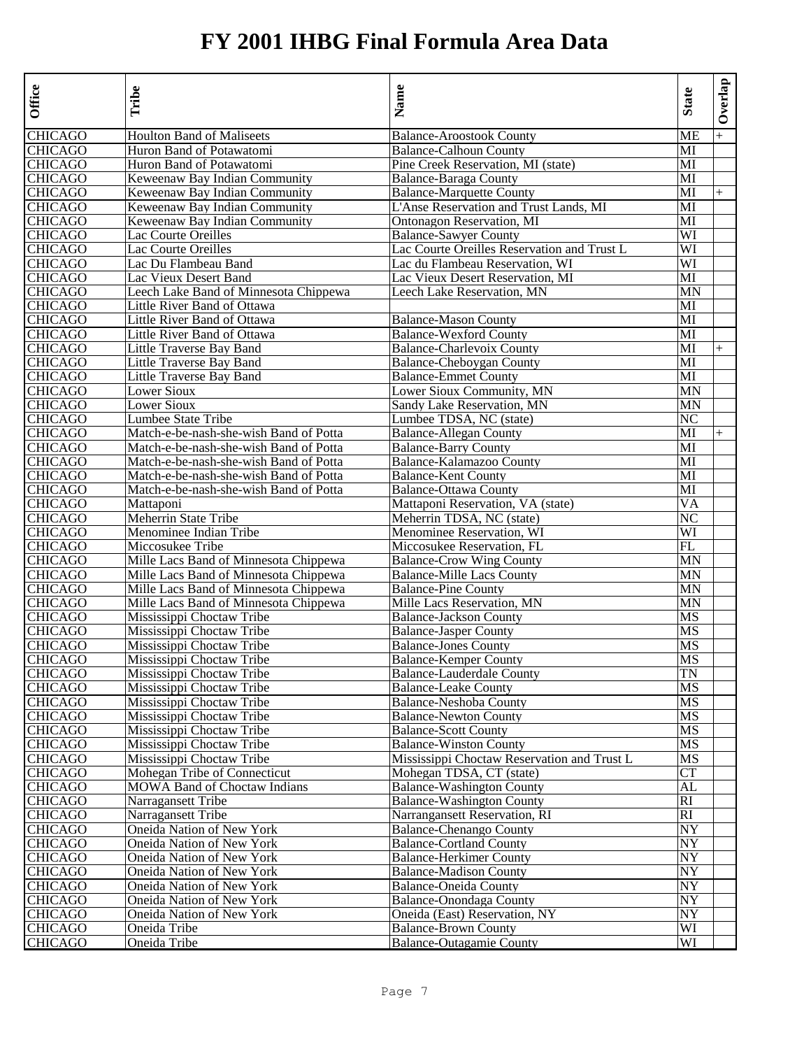# FY 2001 IHBG Final Formula Area Data

| Office | Tribe | Name | State | Overlap |
|---|---|---|---|---|
| CHICAGO | Houlton Band of Maliseets | Balance-Aroostook County | ME | + |
| CHICAGO | Huron Band of Potawatomi | Balance-Calhoun County | MI | |
| CHICAGO | Huron Band of Potawatomi | Pine Creek Reservation, MI (state) | MI | |
| CHICAGO | Keweenaw Bay Indian Community | Balance-Baraga County | MI | |
| CHICAGO | Keweenaw Bay Indian Community | Balance-Marquette County | MI | + |
| CHICAGO | Keweenaw Bay Indian Community | L'Anse Reservation and Trust Lands, MI | MI | |
| CHICAGO | Keweenaw Bay Indian Community | Ontonagon Reservation, MI | MI | |
| CHICAGO | Lac Courte Oreilles | Balance-Sawyer County | WI | |
| CHICAGO | Lac Courte Oreilles | Lac Courte Oreilles Reservation and Trust L | WI | |
| CHICAGO | Lac Du Flambeau Band | Lac du Flambeau Reservation, WI | WI | |
| CHICAGO | Lac Vieux Desert Band | Lac Vieux Desert Reservation, MI | MI | |
| CHICAGO | Leech Lake Band of Minnesota Chippewa | Leech Lake Reservation, MN | MN | |
| CHICAGO | Little River Band of Ottawa | | MI | |
| CHICAGO | Little River Band of Ottawa | Balance-Mason County | MI | |
| CHICAGO | Little River Band of Ottawa | Balance-Wexford County | MI | |
| CHICAGO | Little Traverse Bay Band | Balance-Charlevoix County | MI | + |
| CHICAGO | Little Traverse Bay Band | Balance-Cheboygan County | MI | |
| CHICAGO | Little Traverse Bay Band | Balance-Emmet County | MI | |
| CHICAGO | Lower Sioux | Lower Sioux Community, MN | MN | |
| CHICAGO | Lower Sioux | Sandy Lake Reservation, MN | MN | |
| CHICAGO | Lumbee State Tribe | Lumbee TDSA, NC (state) | NC | |
| CHICAGO | Match-e-be-nash-she-wish Band of Potta | Balance-Allegan County | MI | + |
| CHICAGO | Match-e-be-nash-she-wish Band of Potta | Balance-Barry County | MI | |
| CHICAGO | Match-e-be-nash-she-wish Band of Potta | Balance-Kalamazoo County | MI | |
| CHICAGO | Match-e-be-nash-she-wish Band of Potta | Balance-Kent County | MI | |
| CHICAGO | Match-e-be-nash-she-wish Band of Potta | Balance-Ottawa County | MI | |
| CHICAGO | Mattaponi | Mattaponi Reservation, VA (state) | VA | |
| CHICAGO | Meherrin State Tribe | Meherrin TDSA, NC (state) | NC | |
| CHICAGO | Menominee Indian Tribe | Menominee Reservation, WI | WI | |
| CHICAGO | Miccosukee Tribe | Miccosukee Reservation, FL | FL | |
| CHICAGO | Mille Lacs Band of Minnesota Chippewa | Balance-Crow Wing County | MN | |
| CHICAGO | Mille Lacs Band of Minnesota Chippewa | Balance-Mille Lacs County | MN | |
| CHICAGO | Mille Lacs Band of Minnesota Chippewa | Balance-Pine County | MN | |
| CHICAGO | Mille Lacs Band of Minnesota Chippewa | Mille Lacs Reservation, MN | MN | |
| CHICAGO | Mississippi Choctaw Tribe | Balance-Jackson County | MS | |
| CHICAGO | Mississippi Choctaw Tribe | Balance-Jasper County | MS | |
| CHICAGO | Mississippi Choctaw Tribe | Balance-Jones County | MS | |
| CHICAGO | Mississippi Choctaw Tribe | Balance-Kemper County | MS | |
| CHICAGO | Mississippi Choctaw Tribe | Balance-Lauderdale County | TN | |
| CHICAGO | Mississippi Choctaw Tribe | Balance-Leake County | MS | |
| CHICAGO | Mississippi Choctaw Tribe | Balance-Neshoba County | MS | |
| CHICAGO | Mississippi Choctaw Tribe | Balance-Newton County | MS | |
| CHICAGO | Mississippi Choctaw Tribe | Balance-Scott County | MS | |
| CHICAGO | Mississippi Choctaw Tribe | Balance-Winston County | MS | |
| CHICAGO | Mississippi Choctaw Tribe | Mississippi Choctaw Reservation and Trust L | MS | |
| CHICAGO | Mohegan Tribe of Connecticut | Mohegan TDSA, CT (state) | CT | |
| CHICAGO | MOWA Band of Choctaw Indians | Balance-Washington County | AL | |
| CHICAGO | Narragansett Tribe | Balance-Washington County | RI | |
| CHICAGO | Narragansett Tribe | Narrangansett Reservation, RI | RI | |
| CHICAGO | Oneida Nation of New York | Balance-Chenango County | NY | |
| CHICAGO | Oneida Nation of New York | Balance-Cortland County | NY | |
| CHICAGO | Oneida Nation of New York | Balance-Herkimer County | NY | |
| CHICAGO | Oneida Nation of New York | Balance-Madison County | NY | |
| CHICAGO | Oneida Nation of New York | Balance-Oneida County | NY | |
| CHICAGO | Oneida Nation of New York | Balance-Onondaga County | NY | |
| CHICAGO | Oneida Nation of New York | Oneida (East) Reservation, NY | NY | |
| CHICAGO | Oneida Tribe | Balance-Brown County | WI | |
| CHICAGO | Oneida Tribe | Balance-Outagamie County | WI | |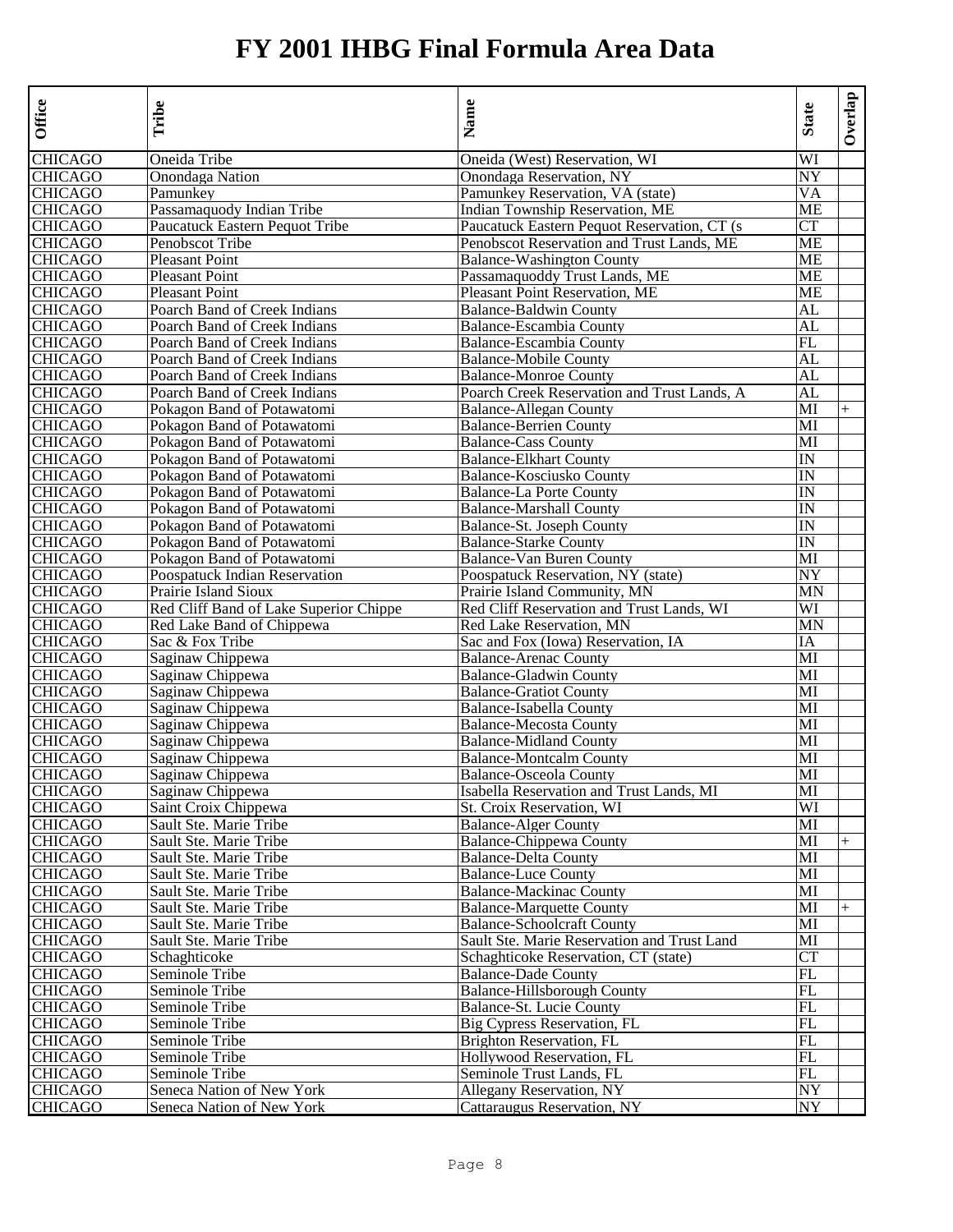# FY 2001 IHBG Final Formula Area Data

| Office | Tribe | Name | State | Overlap |
|---|---|---|---|---|
| CHICAGO | Oneida Tribe | Oneida (West) Reservation, WI | WI | |
| CHICAGO | Onondaga Nation | Onondaga Reservation, NY | NY | |
| CHICAGO | Pamunkey | Pamunkey Reservation, VA (state) | VA | |
| CHICAGO | Passamaquody Indian Tribe | Indian Township Reservation, ME | ME | |
| CHICAGO | Paucatuck Eastern Pequot Tribe | Paucatuck Eastern Pequot Reservation, CT (s | CT | |
| CHICAGO | Penobscot Tribe | Penobscot Reservation and Trust Lands, ME | ME | |
| CHICAGO | Pleasant Point | Balance-Washington County | ME | |
| CHICAGO | Pleasant Point | Passamaquoddy Trust Lands, ME | ME | |
| CHICAGO | Pleasant Point | Pleasant Point Reservation, ME | ME | |
| CHICAGO | Poarch Band of Creek Indians | Balance-Baldwin County | AL | |
| CHICAGO | Poarch Band of Creek Indians | Balance-Escambia County | AL | |
| CHICAGO | Poarch Band of Creek Indians | Balance-Escambia County | FL | |
| CHICAGO | Poarch Band of Creek Indians | Balance-Mobile County | AL | |
| CHICAGO | Poarch Band of Creek Indians | Balance-Monroe County | AL | |
| CHICAGO | Poarch Band of Creek Indians | Poarch Creek Reservation and Trust Lands, A | AL | |
| CHICAGO | Pokagon Band of Potawatomi | Balance-Allegan County | MI | + |
| CHICAGO | Pokagon Band of Potawatomi | Balance-Berrien County | MI | |
| CHICAGO | Pokagon Band of Potawatomi | Balance-Cass County | MI | |
| CHICAGO | Pokagon Band of Potawatomi | Balance-Elkhart County | IN | |
| CHICAGO | Pokagon Band of Potawatomi | Balance-Kosciusko County | IN | |
| CHICAGO | Pokagon Band of Potawatomi | Balance-La Porte County | IN | |
| CHICAGO | Pokagon Band of Potawatomi | Balance-Marshall County | IN | |
| CHICAGO | Pokagon Band of Potawatomi | Balance-St. Joseph County | IN | |
| CHICAGO | Pokagon Band of Potawatomi | Balance-Starke County | IN | |
| CHICAGO | Pokagon Band of Potawatomi | Balance-Van Buren County | MI | |
| CHICAGO | Poospatuck Indian Reservation | Poospatuck Reservation, NY (state) | NY | |
| CHICAGO | Prairie Island Sioux | Prairie Island Community, MN | MN | |
| CHICAGO | Red Cliff Band of Lake Superior Chippe | Red Cliff Reservation and Trust Lands, WI | WI | |
| CHICAGO | Red Lake Band of Chippewa | Red Lake Reservation, MN | MN | |
| CHICAGO | Sac & Fox Tribe | Sac and Fox (Iowa) Reservation, IA | IA | |
| CHICAGO | Saginaw Chippewa | Balance-Arenac County | MI | |
| CHICAGO | Saginaw Chippewa | Balance-Gladwin County | MI | |
| CHICAGO | Saginaw Chippewa | Balance-Gratiot County | MI | |
| CHICAGO | Saginaw Chippewa | Balance-Isabella County | MI | |
| CHICAGO | Saginaw Chippewa | Balance-Mecosta County | MI | |
| CHICAGO | Saginaw Chippewa | Balance-Midland County | MI | |
| CHICAGO | Saginaw Chippewa | Balance-Montcalm County | MI | |
| CHICAGO | Saginaw Chippewa | Balance-Osceola County | MI | |
| CHICAGO | Saginaw Chippewa | Isabella Reservation and Trust Lands, MI | MI | |
| CHICAGO | Saint Croix Chippewa | St. Croix Reservation, WI | WI | |
| CHICAGO | Sault Ste. Marie Tribe | Balance-Alger County | MI | |
| CHICAGO | Sault Ste. Marie Tribe | Balance-Chippewa County | MI | + |
| CHICAGO | Sault Ste. Marie Tribe | Balance-Delta County | MI | |
| CHICAGO | Sault Ste. Marie Tribe | Balance-Luce County | MI | |
| CHICAGO | Sault Ste. Marie Tribe | Balance-Mackinac County | MI | |
| CHICAGO | Sault Ste. Marie Tribe | Balance-Marquette County | MI | + |
| CHICAGO | Sault Ste. Marie Tribe | Balance-Schoolcraft County | MI | |
| CHICAGO | Sault Ste. Marie Tribe | Sault Ste. Marie Reservation and Trust Land | MI | |
| CHICAGO | Schaghticoke | Schaghticoke Reservation, CT (state) | CT | |
| CHICAGO | Seminole Tribe | Balance-Dade County | FL | |
| CHICAGO | Seminole Tribe | Balance-Hillsborough County | FL | |
| CHICAGO | Seminole Tribe | Balance-St. Lucie County | FL | |
| CHICAGO | Seminole Tribe | Big Cypress Reservation, FL | FL | |
| CHICAGO | Seminole Tribe | Brighton Reservation, FL | FL | |
| CHICAGO | Seminole Tribe | Hollywood Reservation, FL | FL | |
| CHICAGO | Seminole Tribe | Seminole Trust Lands, FL | FL | |
| CHICAGO | Seneca Nation of New York | Allegany Reservation, NY | NY | |
| CHICAGO | Seneca Nation of New York | Cattaraugus Reservation, NY | NY | |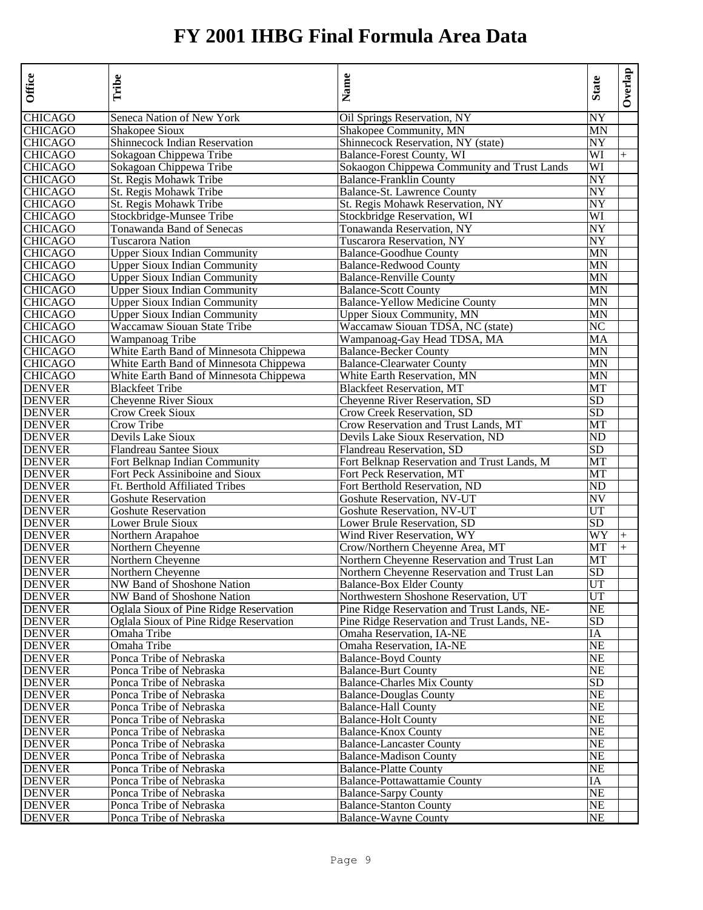# FY 2001 IHBG Final Formula Area Data

| Office | Tribe | Name | State | Overlap |
|---|---|---|---|---|
| CHICAGO | Seneca Nation of New York | Oil Springs Reservation, NY | NY | |
| CHICAGO | Shakopee Sioux | Shakopee Community, MN | MN | |
| CHICAGO | Shinnecock Indian Reservation | Shinnecock Reservation, NY (state) | NY | |
| CHICAGO | Sokagoan Chippewa Tribe | Balance-Forest County, WI | WI | + |
| CHICAGO | Sokagoan Chippewa Tribe | Sokaogon Chippewa Community and Trust Lands | WI | |
| CHICAGO | St. Regis Mohawk Tribe | Balance-Franklin County | NY | |
| CHICAGO | St. Regis Mohawk Tribe | Balance-St. Lawrence County | NY | |
| CHICAGO | St. Regis Mohawk Tribe | St. Regis Mohawk Reservation, NY | NY | |
| CHICAGO | Stockbridge-Munsee Tribe | Stockbridge Reservation, WI | WI | |
| CHICAGO | Tonawanda Band of Senecas | Tonawanda Reservation, NY | NY | |
| CHICAGO | Tuscarora Nation | Tuscarora Reservation, NY | NY | |
| CHICAGO | Upper Sioux Indian Community | Balance-Goodhue County | MN | |
| CHICAGO | Upper Sioux Indian Community | Balance-Redwood County | MN | |
| CHICAGO | Upper Sioux Indian Community | Balance-Renville County | MN | |
| CHICAGO | Upper Sioux Indian Community | Balance-Scott County | MN | |
| CHICAGO | Upper Sioux Indian Community | Balance-Yellow Medicine County | MN | |
| CHICAGO | Upper Sioux Indian Community | Upper Sioux Community, MN | MN | |
| CHICAGO | Waccamaw Siouan State Tribe | Waccamaw Siouan TDSA, NC (state) | NC | |
| CHICAGO | Wampanoag Tribe | Wampanoag-Gay Head TDSA, MA | MA | |
| CHICAGO | White Earth Band of Minnesota Chippewa | Balance-Becker County | MN | |
| CHICAGO | White Earth Band of Minnesota Chippewa | Balance-Clearwater County | MN | |
| CHICAGO | White Earth Band of Minnesota Chippewa | White Earth Reservation, MN | MN | |
| DENVER | Blackfeet Tribe | Blackfeet Reservation, MT | MT | |
| DENVER | Cheyenne River Sioux | Cheyenne River Reservation, SD | SD | |
| DENVER | Crow Creek Sioux | Crow Creek Reservation, SD | SD | |
| DENVER | Crow Tribe | Crow Reservation and Trust Lands, MT | MT | |
| DENVER | Devils Lake Sioux | Devils Lake Sioux Reservation, ND | ND | |
| DENVER | Flandreau Santee Sioux | Flandreau Reservation, SD | SD | |
| DENVER | Fort Belknap Indian Community | Fort Belknap Reservation and Trust Lands, M | MT | |
| DENVER | Fort Peck Assiniboine and Sioux | Fort Peck Reservation, MT | MT | |
| DENVER | Ft. Berthold Affiliated Tribes | Fort Berthold Reservation, ND | ND | |
| DENVER | Goshute Reservation | Goshute Reservation, NV-UT | NV | |
| DENVER | Goshute Reservation | Goshute Reservation, NV-UT | UT | |
| DENVER | Lower Brule Sioux | Lower Brule Reservation, SD | SD | |
| DENVER | Northern Arapahoe | Wind River Reservation, WY | WY | + |
| DENVER | Northern Cheyenne | Crow/Northern Cheyenne Area, MT | MT | + |
| DENVER | Northern Cheyenne | Northern Cheyenne Reservation and Trust Lan | MT | |
| DENVER | Northern Cheyenne | Northern Cheyenne Reservation and Trust Lan | SD | |
| DENVER | NW Band of Shoshone Nation | Balance-Box Elder County | UT | |
| DENVER | NW Band of Shoshone Nation | Northwestern Shoshone Reservation, UT | UT | |
| DENVER | Oglala Sioux of Pine Ridge Reservation | Pine Ridge Reservation and Trust Lands, NE- | NE | |
| DENVER | Oglala Sioux of Pine Ridge Reservation | Pine Ridge Reservation and Trust Lands, NE- | SD | |
| DENVER | Omaha Tribe | Omaha Reservation, IA-NE | IA | |
| DENVER | Omaha Tribe | Omaha Reservation, IA-NE | NE | |
| DENVER | Ponca Tribe of Nebraska | Balance-Boyd County | NE | |
| DENVER | Ponca Tribe of Nebraska | Balance-Burt County | NE | |
| DENVER | Ponca Tribe of Nebraska | Balance-Charles Mix County | SD | |
| DENVER | Ponca Tribe of Nebraska | Balance-Douglas County | NE | |
| DENVER | Ponca Tribe of Nebraska | Balance-Hall County | NE | |
| DENVER | Ponca Tribe of Nebraska | Balance-Holt County | NE | |
| DENVER | Ponca Tribe of Nebraska | Balance-Knox County | NE | |
| DENVER | Ponca Tribe of Nebraska | Balance-Lancaster County | NE | |
| DENVER | Ponca Tribe of Nebraska | Balance-Madison County | NE | |
| DENVER | Ponca Tribe of Nebraska | Balance-Platte County | NE | |
| DENVER | Ponca Tribe of Nebraska | Balance-Pottawattamie County | IA | |
| DENVER | Ponca Tribe of Nebraska | Balance-Sarpy County | NE | |
| DENVER | Ponca Tribe of Nebraska | Balance-Stanton County | NE | |
| DENVER | Ponca Tribe of Nebraska | Balance-Wayne County | NE | |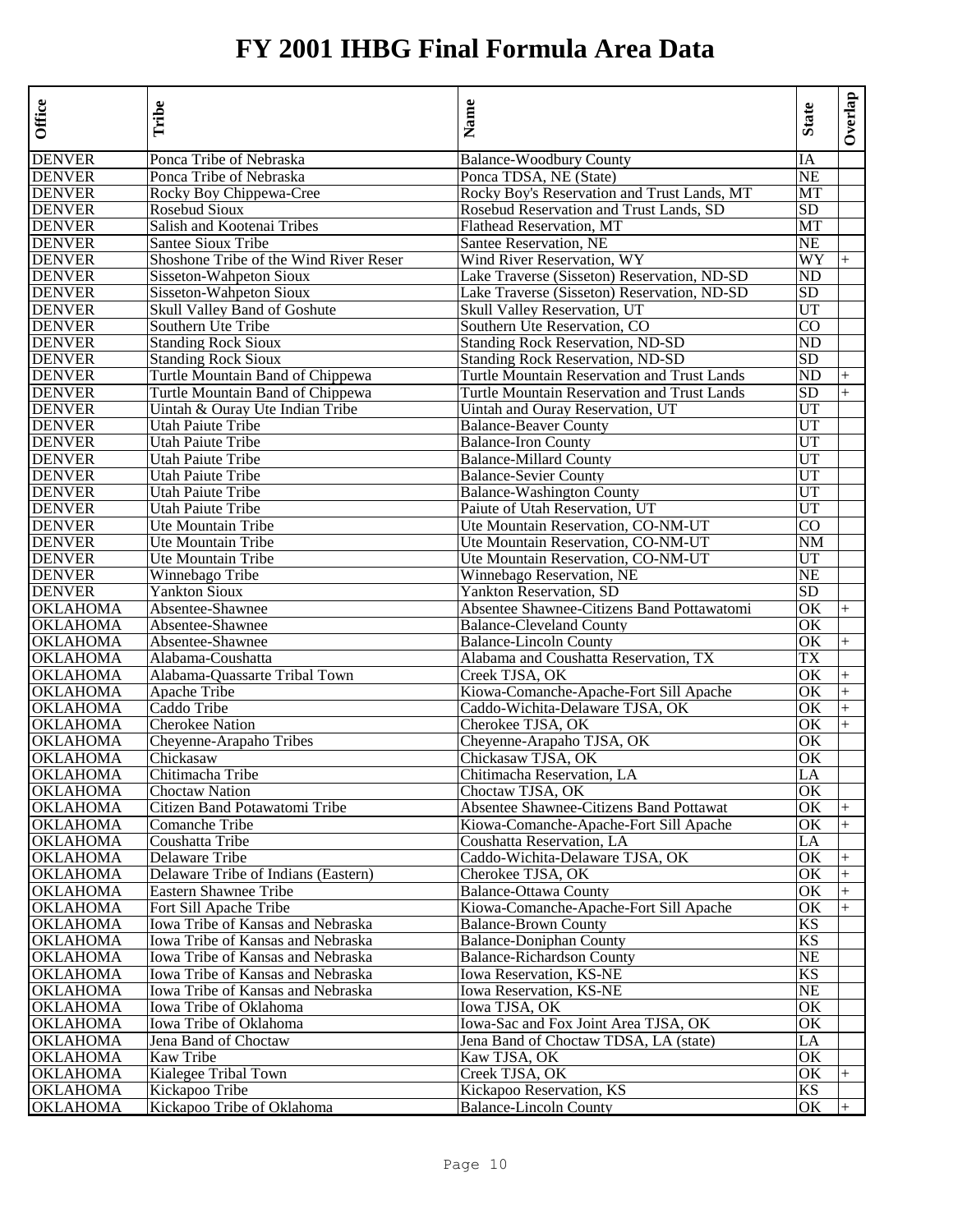# FY 2001 IHBG Final Formula Area Data

| Office | Tribe | Name | State | Overlap |
|---|---|---|---|---|
| DENVER | Ponca Tribe of Nebraska | Balance-Woodbury County | IA | |
| DENVER | Ponca Tribe of Nebraska | Ponca TDSA, NE (State) | NE | |
| DENVER | Rocky Boy Chippewa-Cree | Rocky Boy's Reservation and Trust Lands, MT | MT | |
| DENVER | Rosebud Sioux | Rosebud Reservation and Trust Lands, SD | SD | |
| DENVER | Salish and Kootenai Tribes | Flathead Reservation, MT | MT | |
| DENVER | Santee Sioux Tribe | Santee Reservation, NE | NE | |
| DENVER | Shoshone Tribe of the Wind River Reser | Wind River Reservation, WY | WY | + |
| DENVER | Sisseton-Wahpeton Sioux | Lake Traverse (Sisseton) Reservation, ND-SD | ND | |
| DENVER | Sisseton-Wahpeton Sioux | Lake Traverse (Sisseton) Reservation, ND-SD | SD | |
| DENVER | Skull Valley Band of Goshute | Skull Valley Reservation, UT | UT | |
| DENVER | Southern Ute Tribe | Southern Ute Reservation, CO | CO | |
| DENVER | Standing Rock Sioux | Standing Rock Reservation, ND-SD | ND | |
| DENVER | Standing Rock Sioux | Standing Rock Reservation, ND-SD | SD | |
| DENVER | Turtle Mountain Band of Chippewa | Turtle Mountain Reservation and Trust Lands | ND | + |
| DENVER | Turtle Mountain Band of Chippewa | Turtle Mountain Reservation and Trust Lands | SD | + |
| DENVER | Uintah & Ouray Ute Indian Tribe | Uintah and Ouray Reservation, UT | UT | |
| DENVER | Utah Paiute Tribe | Balance-Beaver County | UT | |
| DENVER | Utah Paiute Tribe | Balance-Iron County | UT | |
| DENVER | Utah Paiute Tribe | Balance-Millard County | UT | |
| DENVER | Utah Paiute Tribe | Balance-Sevier County | UT | |
| DENVER | Utah Paiute Tribe | Balance-Washington County | UT | |
| DENVER | Utah Paiute Tribe | Paiute of Utah Reservation, UT | UT | |
| DENVER | Ute Mountain Tribe | Ute Mountain Reservation, CO-NM-UT | CO | |
| DENVER | Ute Mountain Tribe | Ute Mountain Reservation, CO-NM-UT | NM | |
| DENVER | Ute Mountain Tribe | Ute Mountain Reservation, CO-NM-UT | UT | |
| DENVER | Winnebago Tribe | Winnebago Reservation, NE | NE | |
| DENVER | Yankton Sioux | Yankton Reservation, SD | SD | |
| OKLAHOMA | Absentee-Shawnee | Absentee Shawnee-Citizens Band Pottawatomi | OK | + |
| OKLAHOMA | Absentee-Shawnee | Balance-Cleveland County | OK | |
| OKLAHOMA | Absentee-Shawnee | Balance-Lincoln County | OK | + |
| OKLAHOMA | Alabama-Coushatta | Alabama and Coushatta Reservation, TX | TX | |
| OKLAHOMA | Alabama-Quassarte Tribal Town | Creek TJSA, OK | OK | + |
| OKLAHOMA | Apache Tribe | Kiowa-Comanche-Apache-Fort Sill Apache | OK | + |
| OKLAHOMA | Caddo Tribe | Caddo-Wichita-Delaware TJSA, OK | OK | + |
| OKLAHOMA | Cherokee Nation | Cherokee TJSA, OK | OK | + |
| OKLAHOMA | Cheyenne-Arapaho Tribes | Cheyenne-Arapaho TJSA, OK | OK | |
| OKLAHOMA | Chickasaw | Chickasaw TJSA, OK | OK | |
| OKLAHOMA | Chitimacha Tribe | Chitimacha Reservation, LA | LA | |
| OKLAHOMA | Choctaw Nation | Choctaw TJSA, OK | OK | |
| OKLAHOMA | Citizen Band Potawatomi Tribe | Absentee Shawnee-Citizens Band Pottawat | OK | + |
| OKLAHOMA | Comanche Tribe | Kiowa-Comanche-Apache-Fort Sill Apache | OK | + |
| OKLAHOMA | Coushatta Tribe | Coushatta Reservation, LA | LA | |
| OKLAHOMA | Delaware Tribe | Caddo-Wichita-Delaware TJSA, OK | OK | + |
| OKLAHOMA | Delaware Tribe of Indians (Eastern) | Cherokee TJSA, OK | OK | + |
| OKLAHOMA | Eastern Shawnee Tribe | Balance-Ottawa County | OK | + |
| OKLAHOMA | Fort Sill Apache Tribe | Kiowa-Comanche-Apache-Fort Sill Apache | OK | + |
| OKLAHOMA | Iowa Tribe of Kansas and Nebraska | Balance-Brown County | KS | |
| OKLAHOMA | Iowa Tribe of Kansas and Nebraska | Balance-Doniphan County | KS | |
| OKLAHOMA | Iowa Tribe of Kansas and Nebraska | Balance-Richardson County | NE | |
| OKLAHOMA | Iowa Tribe of Kansas and Nebraska | Iowa Reservation, KS-NE | KS | |
| OKLAHOMA | Iowa Tribe of Kansas and Nebraska | Iowa Reservation, KS-NE | NE | |
| OKLAHOMA | Iowa Tribe of Oklahoma | Iowa TJSA, OK | OK | |
| OKLAHOMA | Iowa Tribe of Oklahoma | Iowa-Sac and Fox Joint Area TJSA, OK | OK | |
| OKLAHOMA | Jena Band of Choctaw | Jena Band of Choctaw TDSA, LA (state) | LA | |
| OKLAHOMA | Kaw Tribe | Kaw TJSA, OK | OK | |
| OKLAHOMA | Kialegee Tribal Town | Creek TJSA, OK | OK | + |
| OKLAHOMA | Kickapoo Tribe | Kickapoo Reservation, KS | KS | |
| OKLAHOMA | Kickapoo Tribe of Oklahoma | Balance-Lincoln County | OK | + |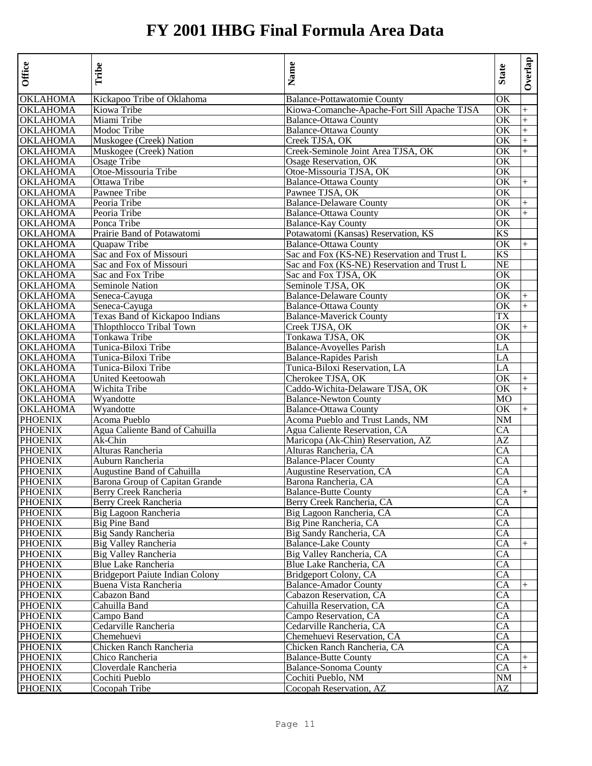# FY 2001 IHBG Final Formula Area Data

| Office | Tribe | Name | State | Overlap |
|---|---|---|---|---|
| OKLAHOMA | Kickapoo Tribe of Oklahoma | Balance-Pottawatomie County | OK | |
| OKLAHOMA | Kiowa Tribe | Kiowa-Comanche-Apache-Fort Sill Apache TJSA | OK | + |
| OKLAHOMA | Miami Tribe | Balance-Ottawa County | OK | + |
| OKLAHOMA | Modoc Tribe | Balance-Ottawa County | OK | + |
| OKLAHOMA | Muskogee (Creek) Nation | Creek TJSA, OK | OK | + |
| OKLAHOMA | Muskogee (Creek) Nation | Creek-Seminole Joint Area TJSA, OK | OK | + |
| OKLAHOMA | Osage Tribe | Osage Reservation, OK | OK | |
| OKLAHOMA | Otoe-Missouria Tribe | Otoe-Missouria TJSA, OK | OK | |
| OKLAHOMA | Ottawa Tribe | Balance-Ottawa County | OK | + |
| OKLAHOMA | Pawnee Tribe | Pawnee TJSA, OK | OK | |
| OKLAHOMA | Peoria Tribe | Balance-Delaware County | OK | + |
| OKLAHOMA | Peoria Tribe | Balance-Ottawa County | OK | + |
| OKLAHOMA | Ponca Tribe | Balance-Kay County | OK | |
| OKLAHOMA | Prairie Band of Potawatomi | Potawatomi (Kansas) Reservation, KS | KS | |
| OKLAHOMA | Quapaw Tribe | Balance-Ottawa County | OK | + |
| OKLAHOMA | Sac and Fox of Missouri | Sac and Fox (KS-NE) Reservation and Trust L | KS | |
| OKLAHOMA | Sac and Fox of Missouri | Sac and Fox (KS-NE) Reservation and Trust L | NE | |
| OKLAHOMA | Sac and Fox Tribe | Sac and Fox TJSA, OK | OK | |
| OKLAHOMA | Seminole Nation | Seminole TJSA, OK | OK | |
| OKLAHOMA | Seneca-Cayuga | Balance-Delaware County | OK | + |
| OKLAHOMA | Seneca-Cayuga | Balance-Ottawa County | OK | + |
| OKLAHOMA | Texas Band of Kickapoo Indians | Balance-Maverick County | TX | |
| OKLAHOMA | Thlopthlocco Tribal Town | Creek TJSA, OK | OK | + |
| OKLAHOMA | Tonkawa Tribe | Tonkawa TJSA, OK | OK | |
| OKLAHOMA | Tunica-Biloxi Tribe | Balance-Avoyelles Parish | LA | |
| OKLAHOMA | Tunica-Biloxi Tribe | Balance-Rapides Parish | LA | |
| OKLAHOMA | Tunica-Biloxi Tribe | Tunica-Biloxi Reservation, LA | LA | |
| OKLAHOMA | United Keetoowah | Cherokee TJSA, OK | OK | + |
| OKLAHOMA | Wichita Tribe | Caddo-Wichita-Delaware TJSA, OK | OK | + |
| OKLAHOMA | Wyandotte | Balance-Newton County | MO | |
| OKLAHOMA | Wyandotte | Balance-Ottawa County | OK | + |
| PHOENIX | Acoma Pueblo | Acoma Pueblo and Trust Lands, NM | NM | |
| PHOENIX | Agua Caliente Band of Cahuilla | Agua Caliente Reservation, CA | CA | |
| PHOENIX | Ak-Chin | Maricopa (Ak-Chin) Reservation, AZ | AZ | |
| PHOENIX | Alturas Rancheria | Alturas Rancheria, CA | CA | |
| PHOENIX | Auburn Rancheria | Balance-Placer County | CA | |
| PHOENIX | Augustine Band of Cahuilla | Augustine Reservation, CA | CA | |
| PHOENIX | Barona Group of Capitan Grande | Barona Rancheria, CA | CA | |
| PHOENIX | Berry Creek Rancheria | Balance-Butte County | CA | + |
| PHOENIX | Berry Creek Rancheria | Berry Creek Rancheria, CA | CA | |
| PHOENIX | Big Lagoon Rancheria | Big Lagoon Rancheria, CA | CA | |
| PHOENIX | Big Pine Band | Big Pine Rancheria, CA | CA | |
| PHOENIX | Big Sandy Rancheria | Big Sandy Rancheria, CA | CA | |
| PHOENIX | Big Valley Rancheria | Balance-Lake County | CA | + |
| PHOENIX | Big Valley Rancheria | Big Valley Rancheria, CA | CA | |
| PHOENIX | Blue Lake Rancheria | Blue Lake Rancheria, CA | CA | |
| PHOENIX | Bridgeport Paiute Indian Colony | Bridgeport Colony, CA | CA | |
| PHOENIX | Buena Vista Rancheria | Balance-Amador County | CA | + |
| PHOENIX | Cabazon Band | Cabazon Reservation, CA | CA | |
| PHOENIX | Cahuilla Band | Cahuilla Reservation, CA | CA | |
| PHOENIX | Campo Band | Campo Reservation, CA | CA | |
| PHOENIX | Cedarville Rancheria | Cedarville Rancheria, CA | CA | |
| PHOENIX | Chemehuevi | Chemehuevi Reservation, CA | CA | |
| PHOENIX | Chicken Ranch Rancheria | Chicken Ranch Rancheria, CA | CA | |
| PHOENIX | Chico Rancheria | Balance-Butte County | CA | + |
| PHOENIX | Cloverdale Rancheria | Balance-Sonoma County | CA | + |
| PHOENIX | Cochiti Pueblo | Cochiti Pueblo, NM | NM | |
| PHOENIX | Cocopah Tribe | Cocopah Reservation, AZ | AZ | |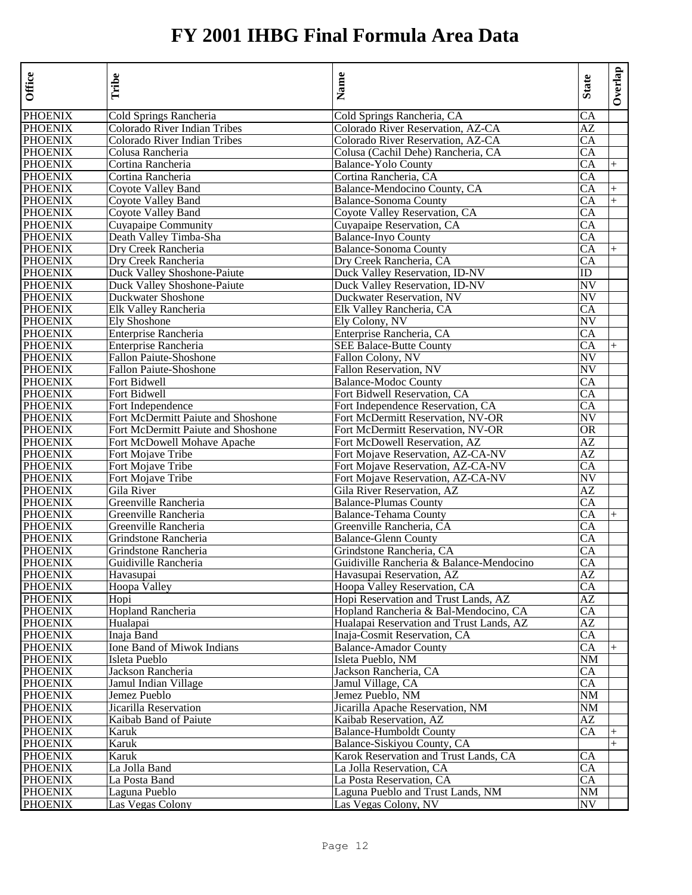# FY 2001 IHBG Final Formula Area Data

| Office | Tribe | Name | State | Overlap |
|---|---|---|---|---|
| PHOENIX | Cold Springs Rancheria | Cold Springs Rancheria, CA | CA | |
| PHOENIX | Colorado River Indian Tribes | Colorado River Reservation, AZ-CA | AZ | |
| PHOENIX | Colorado River Indian Tribes | Colorado River Reservation, AZ-CA | CA | |
| PHOENIX | Colusa Rancheria | Colusa (Cachil Dehe) Rancheria, CA | CA | |
| PHOENIX | Cortina Rancheria | Balance-Yolo County | CA | + |
| PHOENIX | Cortina Rancheria | Cortina Rancheria, CA | CA | |
| PHOENIX | Coyote Valley Band | Balance-Mendocino County, CA | CA | + |
| PHOENIX | Coyote Valley Band | Balance-Sonoma County | CA | + |
| PHOENIX | Coyote Valley Band | Coyote Valley Reservation, CA | CA | |
| PHOENIX | Cuyapaipe Community | Cuyapaipe Reservation, CA | CA | |
| PHOENIX | Death Valley Timba-Sha | Balance-Inyo County | CA | |
| PHOENIX | Dry Creek Rancheria | Balance-Sonoma County | CA | + |
| PHOENIX | Dry Creek Rancheria | Dry Creek Rancheria, CA | CA | |
| PHOENIX | Duck Valley Shoshone-Paiute | Duck Valley Reservation, ID-NV | ID | |
| PHOENIX | Duck Valley Shoshone-Paiute | Duck Valley Reservation, ID-NV | NV | |
| PHOENIX | Duckwater Shoshone | Duckwater Reservation, NV | NV | |
| PHOENIX | Elk Valley Rancheria | Elk Valley Rancheria, CA | CA | |
| PHOENIX | Ely Shoshone | Ely Colony, NV | NV | |
| PHOENIX | Enterprise Rancheria | Enterprise Rancheria, CA | CA | |
| PHOENIX | Enterprise Rancheria | SEE Balace-Butte County | CA | + |
| PHOENIX | Fallon Paiute-Shoshone | Fallon Colony, NV | NV | |
| PHOENIX | Fallon Paiute-Shoshone | Fallon Reservation, NV | NV | |
| PHOENIX | Fort Bidwell | Balance-Modoc County | CA | |
| PHOENIX | Fort Bidwell | Fort Bidwell Reservation, CA | CA | |
| PHOENIX | Fort Independence | Fort Independence Reservation, CA | CA | |
| PHOENIX | Fort McDermitt Paiute and Shoshone | Fort McDermitt Reservation, NV-OR | NV | |
| PHOENIX | Fort McDermitt Paiute and Shoshone | Fort McDermitt Reservation, NV-OR | OR | |
| PHOENIX | Fort McDowell Mohave Apache | Fort McDowell Reservation, AZ | AZ | |
| PHOENIX | Fort Mojave Tribe | Fort Mojave Reservation, AZ-CA-NV | AZ | |
| PHOENIX | Fort Mojave Tribe | Fort Mojave Reservation, AZ-CA-NV | CA | |
| PHOENIX | Fort Mojave Tribe | Fort Mojave Reservation, AZ-CA-NV | NV | |
| PHOENIX | Gila River | Gila River Reservation, AZ | AZ | |
| PHOENIX | Greenville Rancheria | Balance-Plumas County | CA | |
| PHOENIX | Greenville Rancheria | Balance-Tehama County | CA | + |
| PHOENIX | Greenville Rancheria | Greenville Rancheria, CA | CA | |
| PHOENIX | Grindstone Rancheria | Balance-Glenn County | CA | |
| PHOENIX | Grindstone Rancheria | Grindstone Rancheria, CA | CA | |
| PHOENIX | Guidiville Rancheria | Guidiville Rancheria & Balance-Mendocino | CA | |
| PHOENIX | Havasupai | Havasupai Reservation, AZ | AZ | |
| PHOENIX | Hoopa Valley | Hoopa Valley Reservation, CA | CA | |
| PHOENIX | Hopi | Hopi Reservation and Trust Lands, AZ | AZ | |
| PHOENIX | Hopland Rancheria | Hopland Rancheria & Bal-Mendocino, CA | CA | |
| PHOENIX | Hualapai | Hualapai Reservation and Trust Lands, AZ | AZ | |
| PHOENIX | Inaja Band | Inaja-Cosmit Reservation, CA | CA | |
| PHOENIX | Ione Band of Miwok Indians | Balance-Amador County | CA | + |
| PHOENIX | Isleta Pueblo | Isleta Pueblo, NM | NM | |
| PHOENIX | Jackson Rancheria | Jackson Rancheria, CA | CA | |
| PHOENIX | Jamul Indian Village | Jamul Village, CA | CA | |
| PHOENIX | Jemez Pueblo | Jemez Pueblo, NM | NM | |
| PHOENIX | Jicarilla Reservation | Jicarilla Apache Reservation, NM | NM | |
| PHOENIX | Kaibab Band of Paiute | Kaibab Reservation, AZ | AZ | |
| PHOENIX | Karuk | Balance-Humboldt County | CA | + |
| PHOENIX | Karuk | Balance-Siskiyou County, CA | | + |
| PHOENIX | Karuk | Karok Reservation and Trust Lands, CA | CA | |
| PHOENIX | La Jolla Band | La Jolla Reservation, CA | CA | |
| PHOENIX | La Posta Band | La Posta Reservation, CA | CA | |
| PHOENIX | Laguna Pueblo | Laguna Pueblo and Trust Lands, NM | NM | |
| PHOENIX | Las Vegas Colony | Las Vegas Colony, NV | NV | |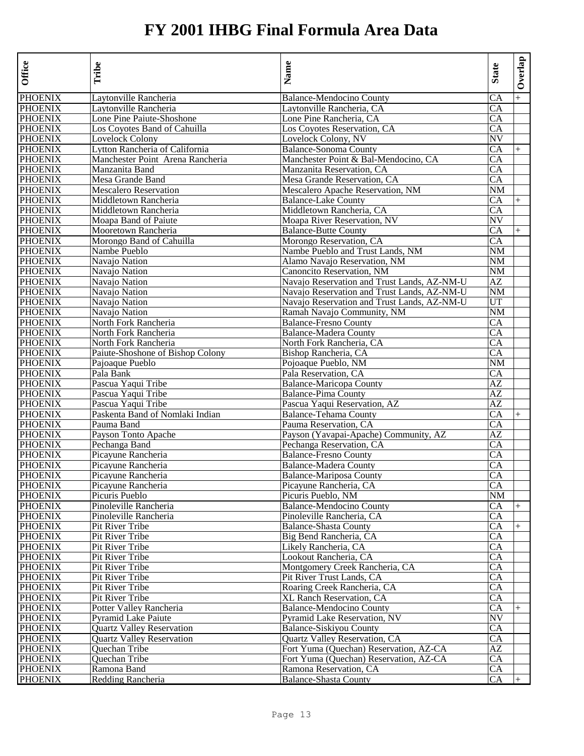# FY 2001 IHBG Final Formula Area Data

| Office | Tribe | Name | State | Overlap |
|---|---|---|---|---|
| PHOENIX | Laytonville Rancheria | Balance-Mendocino County | CA | + |
| PHOENIX | Laytonville Rancheria | Laytonville Rancheria, CA | CA | |
| PHOENIX | Lone Pine Paiute-Shoshone | Lone Pine Rancheria, CA | CA | |
| PHOENIX | Los Coyotes Band of Cahuilla | Los Coyotes Reservation, CA | CA | |
| PHOENIX | Lovelock Colony | Lovelock Colony, NV | NV | |
| PHOENIX | Lytton Rancheria of California | Balance-Sonoma County | CA | + |
| PHOENIX | Manchester Point Arena Rancheria | Manchester Point & Bal-Mendocino, CA | CA | |
| PHOENIX | Manzanita Band | Manzanita Reservation, CA | CA | |
| PHOENIX | Mesa Grande Band | Mesa Grande Reservation, CA | CA | |
| PHOENIX | Mescalero Reservation | Mescalero Apache Reservation, NM | NM | |
| PHOENIX | Middletown Rancheria | Balance-Lake County | CA | + |
| PHOENIX | Middletown Rancheria | Middletown Rancheria, CA | CA | |
| PHOENIX | Moapa Band of Paiute | Moapa River Reservation, NV | NV | |
| PHOENIX | Mooretown Rancheria | Balance-Butte County | CA | + |
| PHOENIX | Morongo Band of Cahuilla | Morongo Reservation, CA | CA | |
| PHOENIX | Nambe Pueblo | Nambe Pueblo and Trust Lands, NM | NM | |
| PHOENIX | Navajo Nation | Alamo Navajo Reservation, NM | NM | |
| PHOENIX | Navajo Nation | Canoncito Reservation, NM | NM | |
| PHOENIX | Navajo Nation | Navajo Reservation and Trust Lands, AZ-NM-U | AZ | |
| PHOENIX | Navajo Nation | Navajo Reservation and Trust Lands, AZ-NM-U | NM | |
| PHOENIX | Navajo Nation | Navajo Reservation and Trust Lands, AZ-NM-U | UT | |
| PHOENIX | Navajo Nation | Ramah Navajo Community, NM | NM | |
| PHOENIX | North Fork Rancheria | Balance-Fresno County | CA | |
| PHOENIX | North Fork Rancheria | Balance-Madera County | CA | |
| PHOENIX | North Fork Rancheria | North Fork Rancheria, CA | CA | |
| PHOENIX | Paiute-Shoshone of Bishop Colony | Bishop Rancheria, CA | CA | |
| PHOENIX | Pajoaque Pueblo | Pojoaque Pueblo, NM | NM | |
| PHOENIX | Pala Bank | Pala Reservation, CA | CA | |
| PHOENIX | Pascua Yaqui Tribe | Balance-Maricopa County | AZ | |
| PHOENIX | Pascua Yaqui Tribe | Balance-Pima County | AZ | |
| PHOENIX | Pascua Yaqui Tribe | Pascua Yaqui Reservation, AZ | AZ | |
| PHOENIX | Paskenta Band of Nomlaki Indian | Balance-Tehama County | CA | + |
| PHOENIX | Pauma Band | Pauma Reservation, CA | CA | |
| PHOENIX | Payson Tonto Apache | Payson (Yavapai-Apache) Community, AZ | AZ | |
| PHOENIX | Pechanga Band | Pechanga Reservation, CA | CA | |
| PHOENIX | Picayune Rancheria | Balance-Fresno County | CA | |
| PHOENIX | Picayune Rancheria | Balance-Madera County | CA | |
| PHOENIX | Picayune Rancheria | Balance-Mariposa County | CA | |
| PHOENIX | Picayune Rancheria | Picayune Rancheria, CA | CA | |
| PHOENIX | Picuris Pueblo | Picuris Pueblo, NM | NM | |
| PHOENIX | Pinoleville Rancheria | Balance-Mendocino County | CA | + |
| PHOENIX | Pinoleville Rancheria | Pinoleville Rancheria, CA | CA | |
| PHOENIX | Pit River Tribe | Balance-Shasta County | CA | + |
| PHOENIX | Pit River Tribe | Big Bend Rancheria, CA | CA | |
| PHOENIX | Pit River Tribe | Likely Rancheria, CA | CA | |
| PHOENIX | Pit River Tribe | Lookout Rancheria, CA | CA | |
| PHOENIX | Pit River Tribe | Montgomery Creek Rancheria, CA | CA | |
| PHOENIX | Pit River Tribe | Pit River Trust Lands, CA | CA | |
| PHOENIX | Pit River Tribe | Roaring Creek Rancheria, CA | CA | |
| PHOENIX | Pit River Tribe | XL Ranch Reservation, CA | CA | |
| PHOENIX | Potter Valley Rancheria | Balance-Mendocino County | CA | + |
| PHOENIX | Pyramid Lake Paiute | Pyramid Lake Reservation, NV | NV | |
| PHOENIX | Quartz Valley Reservation | Balance-Siskiyou County | CA | |
| PHOENIX | Quartz Valley Reservation | Quartz Valley Reservation, CA | CA | |
| PHOENIX | Quechan Tribe | Fort Yuma (Quechan) Reservation, AZ-CA | AZ | |
| PHOENIX | Quechan Tribe | Fort Yuma (Quechan) Reservation, AZ-CA | CA | |
| PHOENIX | Ramona Band | Ramona Reservation, CA | CA | |
| PHOENIX | Redding Rancheria | Balance-Shasta County | CA | + |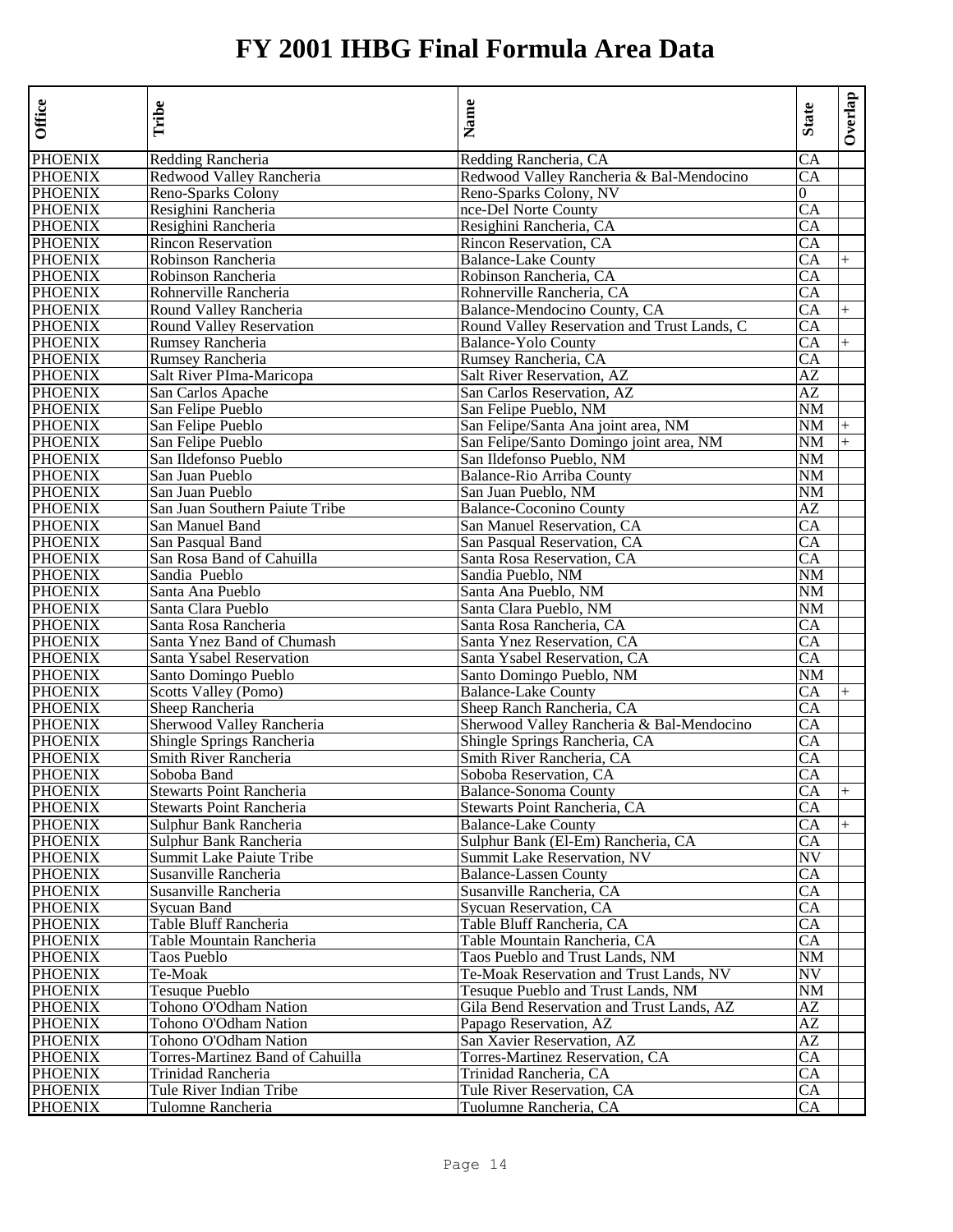# FY 2001 IHBG Final Formula Area Data

| Office | Tribe | Name | State | Overlap |
|---|---|---|---|---|
| PHOENIX | Redding Rancheria | Redding Rancheria, CA | CA | |
| PHOENIX | Redwood Valley Rancheria | Redwood Valley Rancheria & Bal-Mendocino | CA | |
| PHOENIX | Reno-Sparks Colony | Reno-Sparks Colony, NV | 0 | |
| PHOENIX | Resighini Rancheria | nce-Del Norte County | CA | |
| PHOENIX | Resighini Rancheria | Resighini Rancheria, CA | CA | |
| PHOENIX | Rincon Reservation | Rincon Reservation, CA | CA | |
| PHOENIX | Robinson Rancheria | Balance-Lake County | CA | + |
| PHOENIX | Robinson Rancheria | Robinson Rancheria, CA | CA | |
| PHOENIX | Rohnerville Rancheria | Rohnerville Rancheria, CA | CA | |
| PHOENIX | Round Valley Rancheria | Balance-Mendocino County, CA | CA | + |
| PHOENIX | Round Valley Reservation | Round Valley Reservation and Trust Lands, C | CA | |
| PHOENIX | Rumsey Rancheria | Balance-Yolo County | CA | + |
| PHOENIX | Rumsey Rancheria | Rumsey Rancheria, CA | CA | |
| PHOENIX | Salt River PIma-Maricopa | Salt River Reservation, AZ | AZ | |
| PHOENIX | San Carlos Apache | San Carlos Reservation, AZ | AZ | |
| PHOENIX | San Felipe Pueblo | San Felipe Pueblo, NM | NM | |
| PHOENIX | San Felipe Pueblo | San Felipe/Santa Ana joint area, NM | NM | + |
| PHOENIX | San Felipe Pueblo | San Felipe/Santo Domingo joint area, NM | NM | + |
| PHOENIX | San Ildefonso Pueblo | San Ildefonso Pueblo, NM | NM | |
| PHOENIX | San Juan Pueblo | Balance-Rio Arriba County | NM | |
| PHOENIX | San Juan Pueblo | San Juan Pueblo, NM | NM | |
| PHOENIX | San Juan Southern Paiute Tribe | Balance-Coconino County | AZ | |
| PHOENIX | San Manuel Band | San Manuel Reservation, CA | CA | |
| PHOENIX | San Pasqual Band | San Pasqual Reservation, CA | CA | |
| PHOENIX | San Rosa Band of Cahuilla | Santa Rosa Reservation, CA | CA | |
| PHOENIX | Sandia Pueblo | Sandia Pueblo, NM | NM | |
| PHOENIX | Santa Ana Pueblo | Santa Ana Pueblo, NM | NM | |
| PHOENIX | Santa Clara Pueblo | Santa Clara Pueblo, NM | NM | |
| PHOENIX | Santa Rosa Rancheria | Santa Rosa Rancheria, CA | CA | |
| PHOENIX | Santa Ynez Band of Chumash | Santa Ynez Reservation, CA | CA | |
| PHOENIX | Santa Ysabel Reservation | Santa Ysabel Reservation, CA | CA | |
| PHOENIX | Santo Domingo Pueblo | Santo Domingo Pueblo, NM | NM | |
| PHOENIX | Scotts Valley (Pomo) | Balance-Lake County | CA | + |
| PHOENIX | Sheep Rancheria | Sheep Ranch Rancheria, CA | CA | |
| PHOENIX | Sherwood Valley Rancheria | Sherwood Valley Rancheria & Bal-Mendocino | CA | |
| PHOENIX | Shingle Springs Rancheria | Shingle Springs Rancheria, CA | CA | |
| PHOENIX | Smith River Rancheria | Smith River Rancheria, CA | CA | |
| PHOENIX | Soboba Band | Soboba Reservation, CA | CA | |
| PHOENIX | Stewarts Point Rancheria | Balance-Sonoma County | CA | + |
| PHOENIX | Stewarts Point Rancheria | Stewarts Point Rancheria, CA | CA | |
| PHOENIX | Sulphur Bank Rancheria | Balance-Lake County | CA | + |
| PHOENIX | Sulphur Bank Rancheria | Sulphur Bank (El-Em) Rancheria, CA | CA | |
| PHOENIX | Summit Lake Paiute Tribe | Summit Lake Reservation, NV | NV | |
| PHOENIX | Susanville Rancheria | Balance-Lassen County | CA | |
| PHOENIX | Susanville Rancheria | Susanville Rancheria, CA | CA | |
| PHOENIX | Sycuan Band | Sycuan Reservation, CA | CA | |
| PHOENIX | Table Bluff Rancheria | Table Bluff Rancheria, CA | CA | |
| PHOENIX | Table Mountain Rancheria | Table Mountain Rancheria, CA | CA | |
| PHOENIX | Taos Pueblo | Taos Pueblo and Trust Lands, NM | NM | |
| PHOENIX | Te-Moak | Te-Moak Reservation and Trust Lands, NV | NV | |
| PHOENIX | Tesuque Pueblo | Tesuque Pueblo and Trust Lands, NM | NM | |
| PHOENIX | Tohono O'Odham Nation | Gila Bend Reservation and Trust Lands, AZ | AZ | |
| PHOENIX | Tohono O'Odham Nation | Papago Reservation, AZ | AZ | |
| PHOENIX | Tohono O'Odham Nation | San Xavier Reservation, AZ | AZ | |
| PHOENIX | Torres-Martinez Band of Cahuilla | Torres-Martinez Reservation, CA | CA | |
| PHOENIX | Trinidad Rancheria | Trinidad Rancheria, CA | CA | |
| PHOENIX | Tule River Indian Tribe | Tule River Reservation, CA | CA | |
| PHOENIX | Tulomne Rancheria | Tuolumne Rancheria, CA | CA | |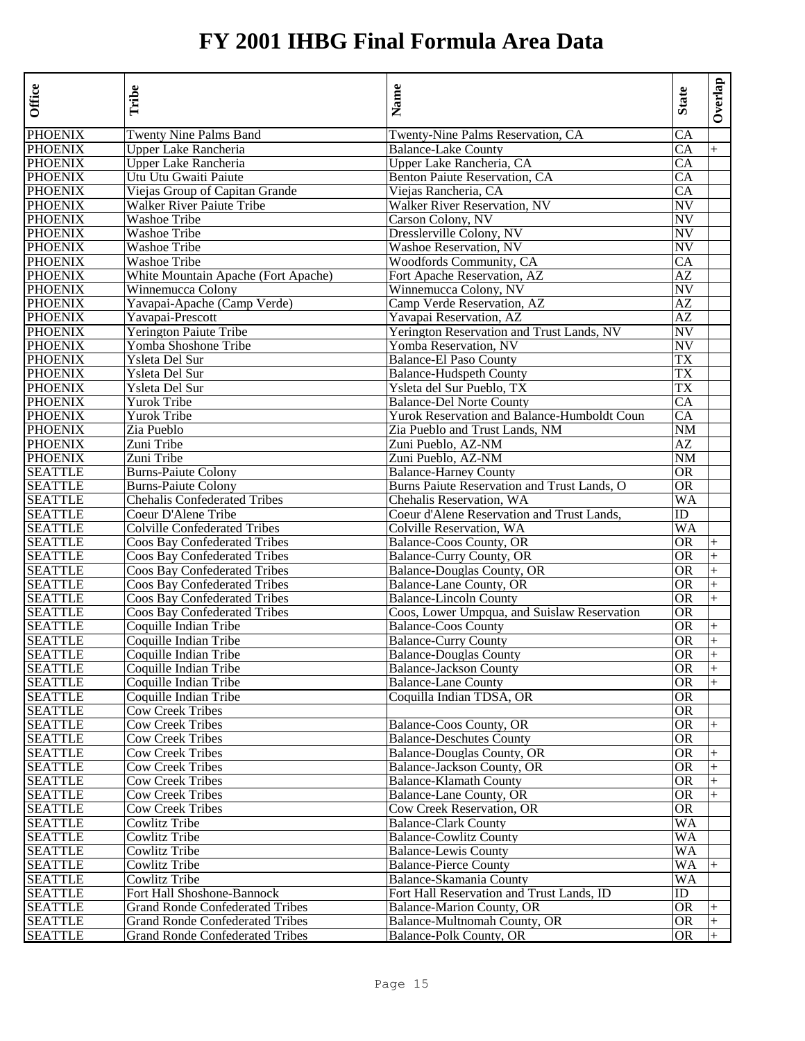# FY 2001 IHBG Final Formula Area Data

| Office | Tribe | Name | State | Overlap |
|---|---|---|---|---|
| PHOENIX | Twenty Nine Palms Band | Twenty-Nine Palms Reservation, CA | CA | |
| PHOENIX | Upper Lake Rancheria | Balance-Lake County | CA | + |
| PHOENIX | Upper Lake Rancheria | Upper Lake Rancheria, CA | CA | |
| PHOENIX | Utu Utu Gwaiti Paiute | Benton Paiute Reservation, CA | CA | |
| PHOENIX | Viejas Group of Capitan Grande | Viejas Rancheria, CA | CA | |
| PHOENIX | Walker River Paiute Tribe | Walker River Reservation, NV | NV | |
| PHOENIX | Washoe Tribe | Carson Colony, NV | NV | |
| PHOENIX | Washoe Tribe | Dresslerville Colony, NV | NV | |
| PHOENIX | Washoe Tribe | Washoe Reservation, NV | NV | |
| PHOENIX | Washoe Tribe | Woodfords Community, CA | CA | |
| PHOENIX | White Mountain Apache (Fort Apache) | Fort Apache Reservation, AZ | AZ | |
| PHOENIX | Winnemucca Colony | Winnemucca Colony, NV | NV | |
| PHOENIX | Yavapai-Apache (Camp Verde) | Camp Verde Reservation, AZ | AZ | |
| PHOENIX | Yavapai-Prescott | Yavapai Reservation, AZ | AZ | |
| PHOENIX | Yerington Paiute Tribe | Yerington Reservation and Trust Lands, NV | NV | |
| PHOENIX | Yomba Shoshone Tribe | Yomba Reservation, NV | NV | |
| PHOENIX | Ysleta Del Sur | Balance-El Paso County | TX | |
| PHOENIX | Ysleta Del Sur | Balance-Hudspeth County | TX | |
| PHOENIX | Ysleta Del Sur | Ysleta del Sur Pueblo, TX | TX | |
| PHOENIX | Yurok Tribe | Balance-Del Norte County | CA | |
| PHOENIX | Yurok Tribe | Yurok Reservation and Balance-Humboldt Coun | CA | |
| PHOENIX | Zia Pueblo | Zia Pueblo and Trust Lands, NM | NM | |
| PHOENIX | Zuni Tribe | Zuni Pueblo, AZ-NM | AZ | |
| PHOENIX | Zuni Tribe | Zuni Pueblo, AZ-NM | NM | |
| SEATTLE | Burns-Paiute Colony | Balance-Harney County | OR | |
| SEATTLE | Burns-Paiute Colony | Burns Paiute Reservation and Trust Lands, O | OR | |
| SEATTLE | Chehalis Confederated Tribes | Chehalis Reservation, WA | WA | |
| SEATTLE | Coeur D'Alene Tribe | Coeur d'Alene Reservation and Trust Lands, | ID | |
| SEATTLE | Colville Confederated Tribes | Colville Reservation, WA | WA | |
| SEATTLE | Coos Bay Confederated Tribes | Balance-Coos County, OR | OR | + |
| SEATTLE | Coos Bay Confederated Tribes | Balance-Curry County, OR | OR | + |
| SEATTLE | Coos Bay Confederated Tribes | Balance-Douglas County, OR | OR | + |
| SEATTLE | Coos Bay Confederated Tribes | Balance-Lane County, OR | OR | + |
| SEATTLE | Coos Bay Confederated Tribes | Balance-Lincoln County | OR | + |
| SEATTLE | Coos Bay Confederated Tribes | Coos, Lower Umpqua, and Suislaw Reservation | OR | |
| SEATTLE | Coquille Indian Tribe | Balance-Coos County | OR | + |
| SEATTLE | Coquille Indian Tribe | Balance-Curry County | OR | + |
| SEATTLE | Coquille Indian Tribe | Balance-Douglas County | OR | + |
| SEATTLE | Coquille Indian Tribe | Balance-Jackson County | OR | + |
| SEATTLE | Coquille Indian Tribe | Balance-Lane County | OR | + |
| SEATTLE | Coquille Indian Tribe | Coquilla Indian TDSA, OR | OR | |
| SEATTLE | Cow Creek Tribes | | OR | |
| SEATTLE | Cow Creek Tribes | Balance-Coos County, OR | OR | + |
| SEATTLE | Cow Creek Tribes | Balance-Deschutes County | OR | |
| SEATTLE | Cow Creek Tribes | Balance-Douglas County, OR | OR | + |
| SEATTLE | Cow Creek Tribes | Balance-Jackson County, OR | OR | + |
| SEATTLE | Cow Creek Tribes | Balance-Klamath County | OR | + |
| SEATTLE | Cow Creek Tribes | Balance-Lane County, OR | OR | + |
| SEATTLE | Cow Creek Tribes | Cow Creek Reservation, OR | OR | |
| SEATTLE | Cowlitz Tribe | Balance-Clark County | WA | |
| SEATTLE | Cowlitz Tribe | Balance-Cowlitz County | WA | |
| SEATTLE | Cowlitz Tribe | Balance-Lewis County | WA | |
| SEATTLE | Cowlitz Tribe | Balance-Pierce County | WA | + |
| SEATTLE | Cowlitz Tribe | Balance-Skamania County | WA | |
| SEATTLE | Fort Hall Shoshone-Bannock | Fort Hall Reservation and Trust Lands, ID | ID | |
| SEATTLE | Grand Ronde Confederated Tribes | Balance-Marion County, OR | OR | + |
| SEATTLE | Grand Ronde Confederated Tribes | Balance-Multnomah County, OR | OR | + |
| SEATTLE | Grand Ronde Confederated Tribes | Balance-Polk County, OR | OR | + |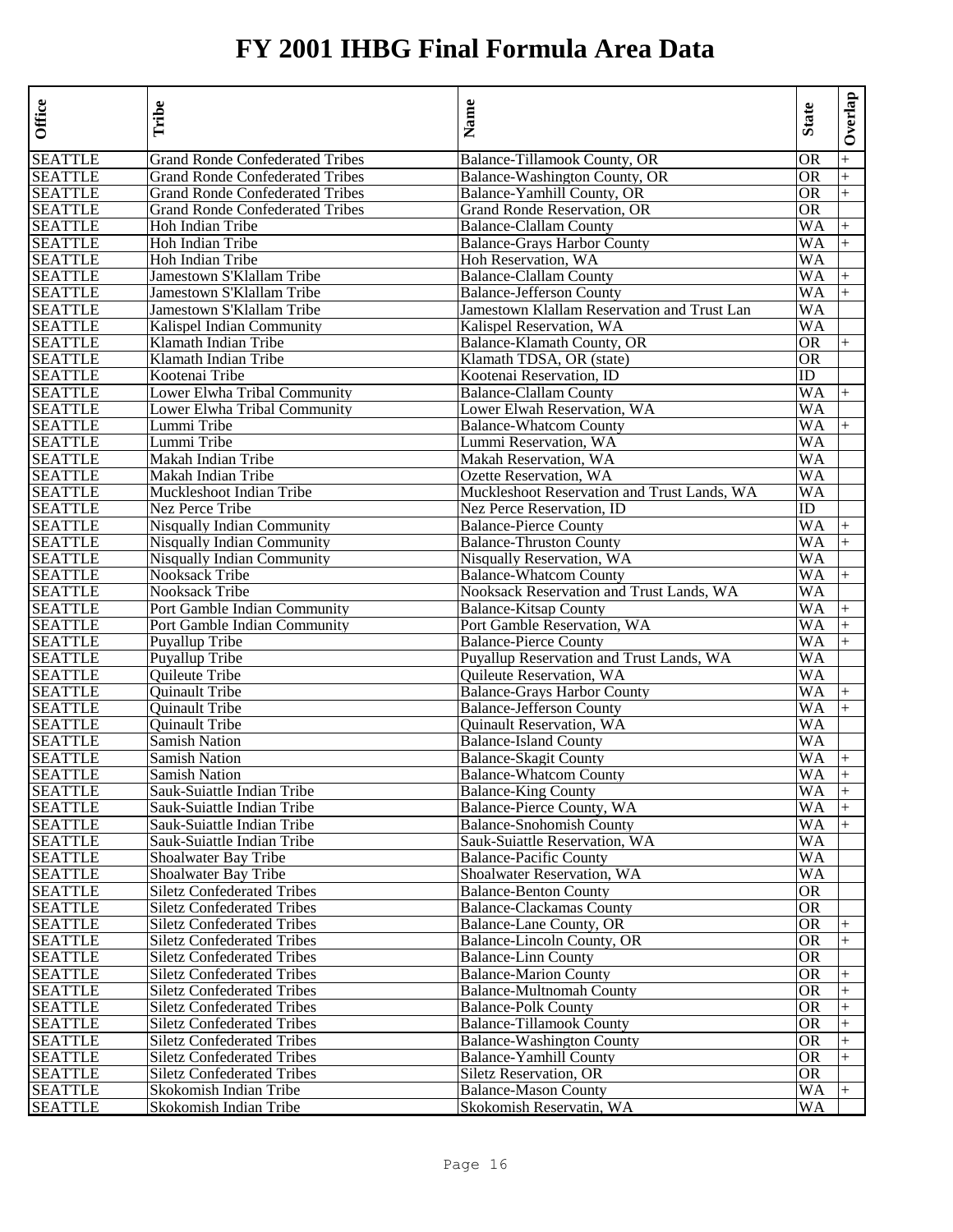# FY 2001 IHBG Final Formula Area Data

| Office | Tribe | Name | State | Overlap |
|---|---|---|---|---|
| SEATTLE | Grand Ronde Confederated Tribes | Balance-Tillamook County, OR | OR | + |
| SEATTLE | Grand Ronde Confederated Tribes | Balance-Washington County, OR | OR | + |
| SEATTLE | Grand Ronde Confederated Tribes | Balance-Yamhill County, OR | OR | + |
| SEATTLE | Grand Ronde Confederated Tribes | Grand Ronde Reservation, OR | OR | |
| SEATTLE | Hoh Indian Tribe | Balance-Clallam County | WA | + |
| SEATTLE | Hoh Indian Tribe | Balance-Grays Harbor County | WA | + |
| SEATTLE | Hoh Indian Tribe | Hoh Reservation, WA | WA | |
| SEATTLE | Jamestown S'Klallam Tribe | Balance-Clallam County | WA | + |
| SEATTLE | Jamestown S'Klallam Tribe | Balance-Jefferson County | WA | + |
| SEATTLE | Jamestown S'Klallam Tribe | Jamestown Klallam Reservation and Trust Lan | WA | |
| SEATTLE | Kalispel Indian Community | Kalispel Reservation, WA | WA | |
| SEATTLE | Klamath Indian Tribe | Balance-Klamath County, OR | OR | + |
| SEATTLE | Klamath Indian Tribe | Klamath TDSA, OR (state) | OR | |
| SEATTLE | Kootenai Tribe | Kootenai Reservation, ID | ID | |
| SEATTLE | Lower Elwha Tribal Community | Balance-Clallam County | WA | + |
| SEATTLE | Lower Elwha Tribal Community | Lower Elwah Reservation, WA | WA | |
| SEATTLE | Lummi Tribe | Balance-Whatcom County | WA | + |
| SEATTLE | Lummi Tribe | Lummi Reservation, WA | WA | |
| SEATTLE | Makah Indian Tribe | Makah Reservation, WA | WA | |
| SEATTLE | Makah Indian Tribe | Ozette Reservation, WA | WA | |
| SEATTLE | Muckleshoot Indian Tribe | Muckleshoot Reservation and Trust Lands, WA | WA | |
| SEATTLE | Nez Perce Tribe | Nez Perce Reservation, ID | ID | |
| SEATTLE | Nisqually Indian Community | Balance-Pierce County | WA | + |
| SEATTLE | Nisqually Indian Community | Balance-Thruston County | WA | + |
| SEATTLE | Nisqually Indian Community | Nisqually Reservation, WA | WA | |
| SEATTLE | Nooksack Tribe | Balance-Whatcom County | WA | + |
| SEATTLE | Nooksack Tribe | Nooksack Reservation and Trust Lands, WA | WA | |
| SEATTLE | Port Gamble Indian Community | Balance-Kitsap County | WA | + |
| SEATTLE | Port Gamble Indian Community | Port Gamble Reservation, WA | WA | + |
| SEATTLE | Puyallup Tribe | Balance-Pierce County | WA | + |
| SEATTLE | Puyallup Tribe | Puyallup Reservation and Trust Lands, WA | WA | |
| SEATTLE | Quileute Tribe | Quileute Reservation, WA | WA | |
| SEATTLE | Quinault Tribe | Balance-Grays Harbor County | WA | + |
| SEATTLE | Quinault Tribe | Balance-Jefferson County | WA | + |
| SEATTLE | Quinault Tribe | Quinault Reservation, WA | WA | |
| SEATTLE | Samish Nation | Balance-Island County | WA | |
| SEATTLE | Samish Nation | Balance-Skagit County | WA | + |
| SEATTLE | Samish Nation | Balance-Whatcom County | WA | + |
| SEATTLE | Sauk-Suiattle Indian Tribe | Balance-King County | WA | + |
| SEATTLE | Sauk-Suiattle Indian Tribe | Balance-Pierce County, WA | WA | + |
| SEATTLE | Sauk-Suiattle Indian Tribe | Balance-Snohomish County | WA | + |
| SEATTLE | Sauk-Suiattle Indian Tribe | Sauk-Suiattle Reservation, WA | WA | |
| SEATTLE | Shoalwater Bay Tribe | Balance-Pacific County | WA | |
| SEATTLE | Shoalwater Bay Tribe | Shoalwater Reservation, WA | WA | |
| SEATTLE | Siletz Confederated Tribes | Balance-Benton County | OR | |
| SEATTLE | Siletz Confederated Tribes | Balance-Clackamas County | OR | |
| SEATTLE | Siletz Confederated Tribes | Balance-Lane County, OR | OR | + |
| SEATTLE | Siletz Confederated Tribes | Balance-Lincoln County, OR | OR | + |
| SEATTLE | Siletz Confederated Tribes | Balance-Linn County | OR | |
| SEATTLE | Siletz Confederated Tribes | Balance-Marion County | OR | + |
| SEATTLE | Siletz Confederated Tribes | Balance-Multnomah County | OR | + |
| SEATTLE | Siletz Confederated Tribes | Balance-Polk County | OR | + |
| SEATTLE | Siletz Confederated Tribes | Balance-Tillamook County | OR | + |
| SEATTLE | Siletz Confederated Tribes | Balance-Washington County | OR | + |
| SEATTLE | Siletz Confederated Tribes | Balance-Yamhill County | OR | + |
| SEATTLE | Siletz Confederated Tribes | Siletz Reservation, OR | OR | |
| SEATTLE | Skokomish Indian Tribe | Balance-Mason County | WA | + |
| SEATTLE | Skokomish Indian Tribe | Skokomish Reservatin, WA | WA | |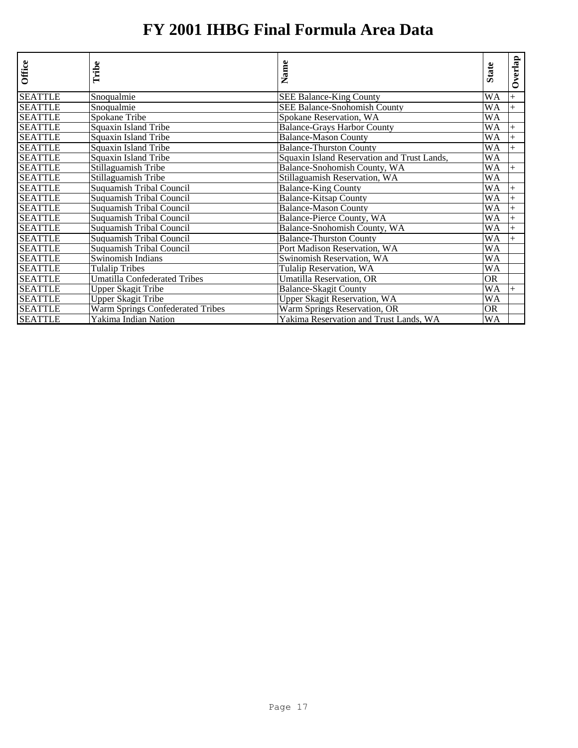# FY 2001 IHBG Final Formula Area Data

| Office | Tribe | Name | State | Overlap |
|---|---|---|---|---|
| SEATTLE | Snoqualmie | SEE Balance-King County | WA | + |
| SEATTLE | Snoqualmie | SEE Balance-Snohomish County | WA | + |
| SEATTLE | Spokane Tribe | Spokane Reservation, WA | WA | |
| SEATTLE | Squaxin Island Tribe | Balance-Grays Harbor County | WA | + |
| SEATTLE | Squaxin Island Tribe | Balance-Mason County | WA | + |
| SEATTLE | Squaxin Island Tribe | Balance-Thurston County | WA | + |
| SEATTLE | Squaxin Island Tribe | Squaxin Island Reservation and Trust Lands, | WA | |
| SEATTLE | Stillaguamish Tribe | Balance-Snohomish County, WA | WA | + |
| SEATTLE | Stillaguamish Tribe | Stillaguamish Reservation, WA | WA | |
| SEATTLE | Suquamish Tribal Council | Balance-King County | WA | + |
| SEATTLE | Suquamish Tribal Council | Balance-Kitsap County | WA | + |
| SEATTLE | Suquamish Tribal Council | Balance-Mason County | WA | + |
| SEATTLE | Suquamish Tribal Council | Balance-Pierce County, WA | WA | + |
| SEATTLE | Suquamish Tribal Council | Balance-Snohomish County, WA | WA | + |
| SEATTLE | Suquamish Tribal Council | Balance-Thurston County | WA | + |
| SEATTLE | Suquamish Tribal Council | Port Madison Reservation, WA | WA | |
| SEATTLE | Swinomish Indians | Swinomish Reservation, WA | WA | |
| SEATTLE | Tulalip Tribes | Tulalip Reservation, WA | WA | |
| SEATTLE | Umatilla Confederated Tribes | Umatilla Reservation, OR | OR | |
| SEATTLE | Upper Skagit Tribe | Balance-Skagit County | WA | + |
| SEATTLE | Upper Skagit Tribe | Upper Skagit Reservation, WA | WA | |
| SEATTLE | Warm Springs Confederated Tribes | Warm Springs Reservation, OR | OR | |
| SEATTLE | Yakima Indian Nation | Yakima Reservation and Trust Lands, WA | WA | |